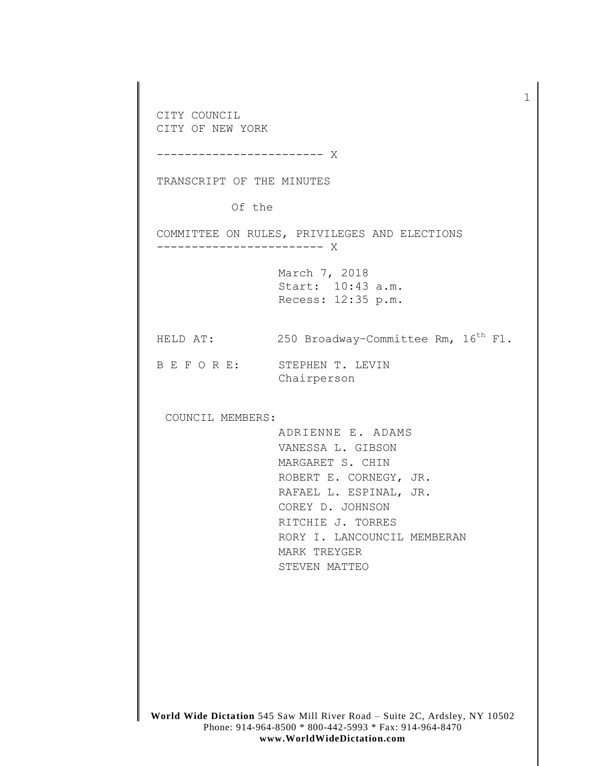CITY COUNCIL
CITY OF NEW YORK

------------------------ X

TRANSCRIPT OF THE MINUTES

Of the

COMMITTEE ON RULES, PRIVILEGES AND ELECTIONS

------------------------ X

March 7, 2018
Start: 10:43 a.m.
Recess: 12:35 p.m.

HELD AT: 250 Broadway–Committee Rm, 16th Fl.

B E F O R E: STEPHEN T. LEVIN
Chairperson

COUNCIL MEMBERS:

ADRIENNE E. ADAMS
VANESSA L. GIBSON
MARGARET S. CHIN
ROBERT E. CORNEGY, JR.
RAFAEL L. ESPINAL, JR.
COREY D. JOHNSON
RITCHIE J. TORRES
RORY I. LANCOUNCIL MEMBERAN
MARK TREYGER
STEVEN MATTEO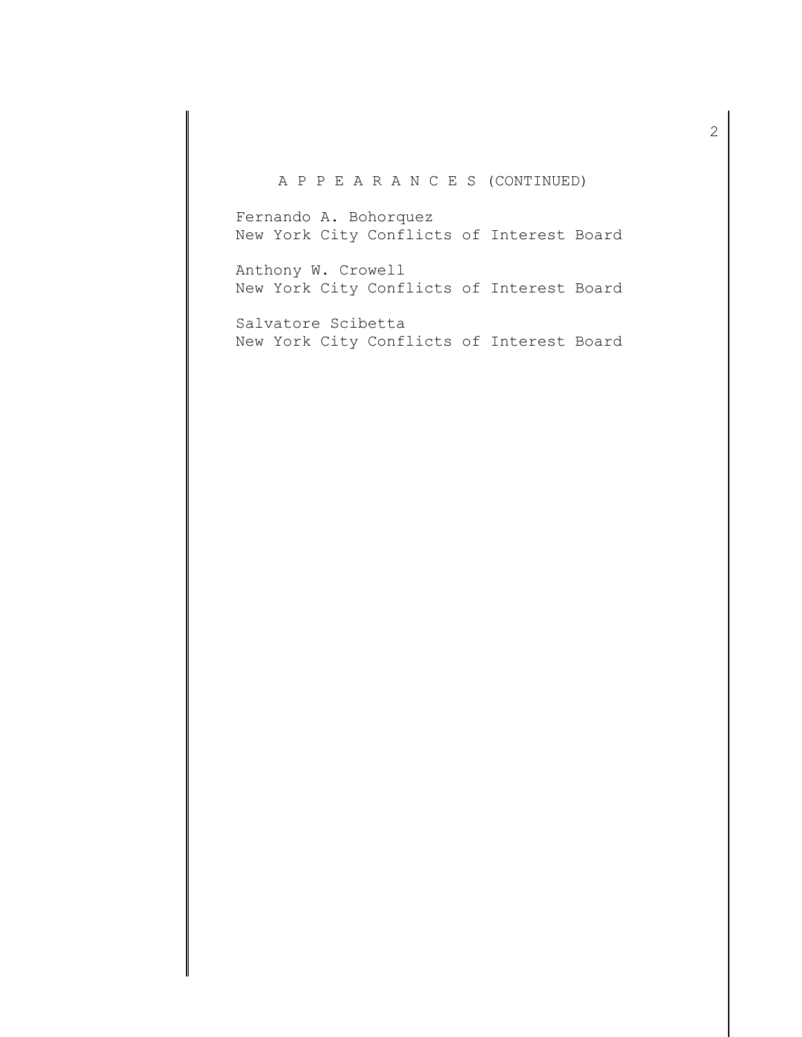A P P E A R A N C E S (CONTINUED)

Fernando A. Bohorquez
New York City Conflicts of Interest Board

Anthony W. Crowell
New York City Conflicts of Interest Board

Salvatore Scibetta
New York City Conflicts of Interest Board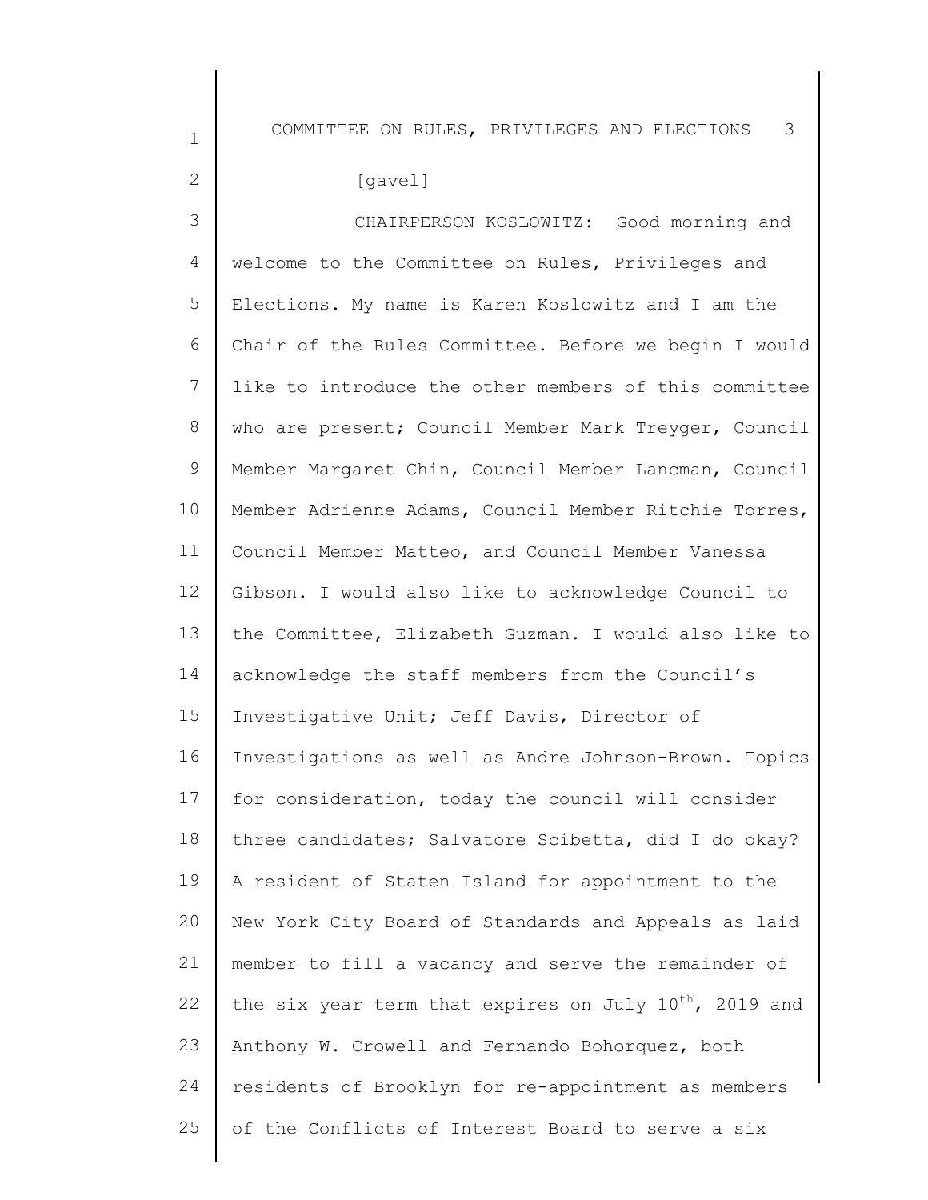[gavel]

CHAIRPERSON KOSLOWITZ: Good morning and welcome to the Committee on Rules, Privileges and Elections. My name is Karen Koslowitz and I am the Chair of the Rules Committee. Before we begin I would like to introduce the other members of this committee who are present; Council Member Mark Treyger, Council Member Margaret Chin, Council Member Lancman, Council Member Adrienne Adams, Council Member Ritchie Torres, Council Member Matteo, and Council Member Vanessa Gibson. I would also like to acknowledge Council to the Committee, Elizabeth Guzman. I would also like to acknowledge the staff members from the Council's Investigative Unit; Jeff Davis, Director of Investigations as well as Andre Johnson-Brown. Topics for consideration, today the council will consider three candidates; Salvatore Scibetta, did I do okay? A resident of Staten Island for appointment to the New York City Board of Standards and Appeals as laid member to fill a vacancy and serve the remainder of the six year term that expires on July 10th, 2019 and Anthony W. Crowell and Fernando Bohorquez, both residents of Brooklyn for re-appointment as members of the Conflicts of Interest Board to serve a six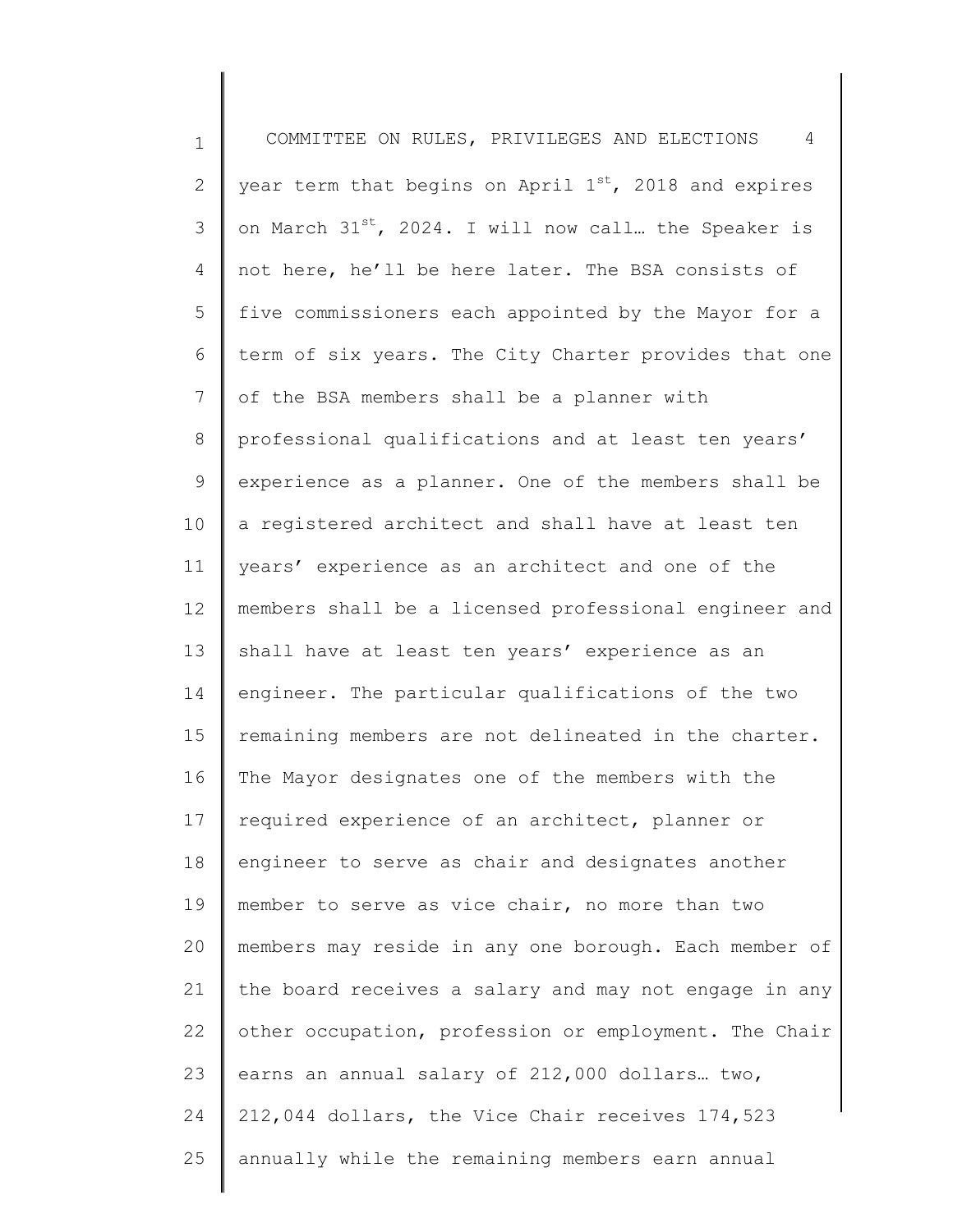year term that begins on April 1st, 2018 and expires on March 31st, 2024. I will now call… the Speaker is not here, he'll be here later. The BSA consists of five commissioners each appointed by the Mayor for a term of six years. The City Charter provides that one of the BSA members shall be a planner with professional qualifications and at least ten years' experience as a planner. One of the members shall be a registered architect and shall have at least ten years' experience as an architect and one of the members shall be a licensed professional engineer and shall have at least ten years' experience as an engineer. The particular qualifications of the two remaining members are not delineated in the charter. The Mayor designates one of the members with the required experience of an architect, planner or engineer to serve as chair and designates another member to serve as vice chair, no more than two members may reside in any one borough. Each member of the board receives a salary and may not engage in any other occupation, profession or employment. The Chair earns an annual salary of 212,000 dollars… two, 212,044 dollars, the Vice Chair receives 174,523 annually while the remaining members earn annual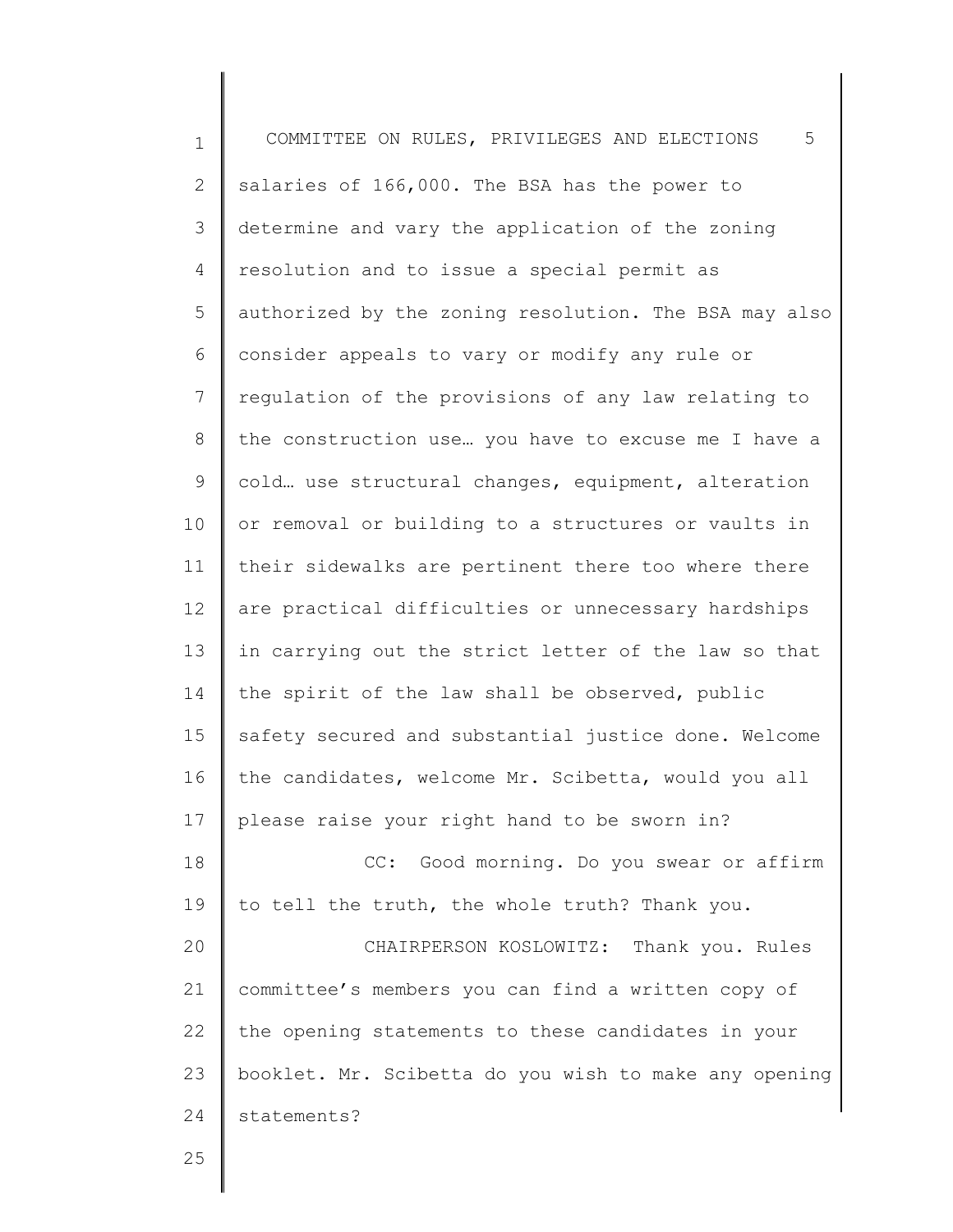salaries of 166,000. The BSA has the power to determine and vary the application of the zoning resolution and to issue a special permit as authorized by the zoning resolution. The BSA may also consider appeals to vary or modify any rule or regulation of the provisions of any law relating to the construction use… you have to excuse me I have a cold… use structural changes, equipment, alteration or removal or building to a structures or vaults in their sidewalks are pertinent there too where there are practical difficulties or unnecessary hardships in carrying out the strict letter of the law so that the spirit of the law shall be observed, public safety secured and substantial justice done. Welcome the candidates, welcome Mr. Scibetta, would you all please raise your right hand to be sworn in?

CC: Good morning. Do you swear or affirm to tell the truth, the whole truth? Thank you.

CHAIRPERSON KOSLOWITZ: Thank you. Rules committee's members you can find a written copy of the opening statements to these candidates in your booklet. Mr. Scibetta do you wish to make any opening statements?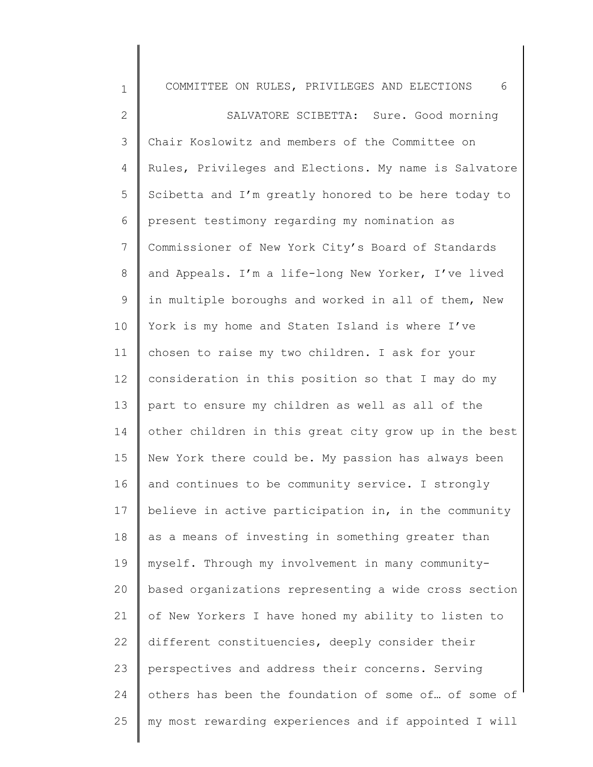SALVATORE SCIBETTA: Sure. Good morning Chair Koslowitz and members of the Committee on Rules, Privileges and Elections. My name is Salvatore Scibetta and I'm greatly honored to be here today to present testimony regarding my nomination as Commissioner of New York City's Board of Standards and Appeals. I'm a life-long New Yorker, I've lived in multiple boroughs and worked in all of them, New York is my home and Staten Island is where I've chosen to raise my two children. I ask for your consideration in this position so that I may do my part to ensure my children as well as all of the other children in this great city grow up in the best New York there could be. My passion has always been and continues to be community service. I strongly believe in active participation in, in the community as a means of investing in something greater than myself. Through my involvement in many community-based organizations representing a wide cross section of New Yorkers I have honed my ability to listen to different constituencies, deeply consider their perspectives and address their concerns. Serving others has been the foundation of some of… of some of my most rewarding experiences and if appointed I will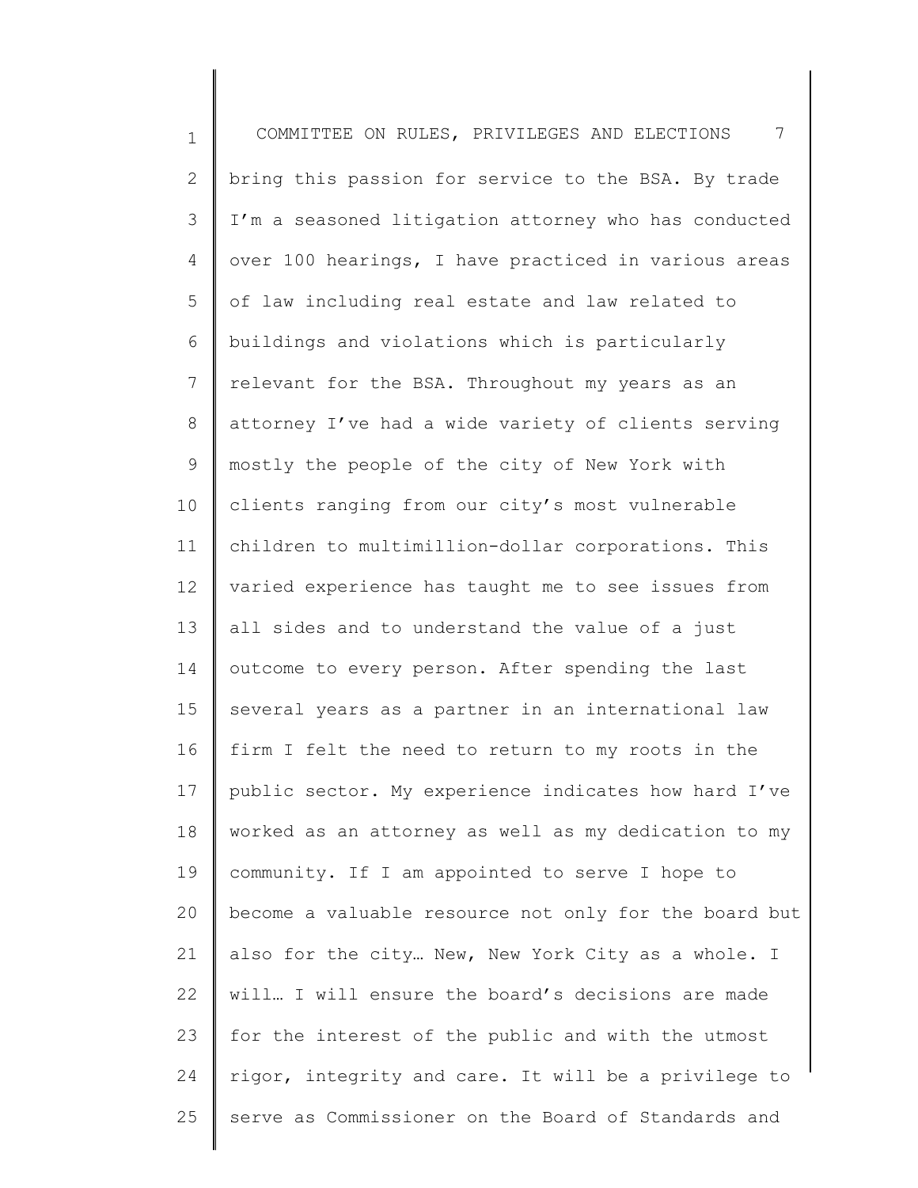bring this passion for service to the BSA. By trade I'm a seasoned litigation attorney who has conducted over 100 hearings, I have practiced in various areas of law including real estate and law related to buildings and violations which is particularly relevant for the BSA. Throughout my years as an attorney I've had a wide variety of clients serving mostly the people of the city of New York with clients ranging from our city's most vulnerable children to multimillion-dollar corporations. This varied experience has taught me to see issues from all sides and to understand the value of a just outcome to every person. After spending the last several years as a partner in an international law firm I felt the need to return to my roots in the public sector. My experience indicates how hard I've worked as an attorney as well as my dedication to my community. If I am appointed to serve I hope to become a valuable resource not only for the board but also for the city… New, New York City as a whole. I will… I will ensure the board's decisions are made for the interest of the public and with the utmost rigor, integrity and care. It will be a privilege to serve as Commissioner on the Board of Standards and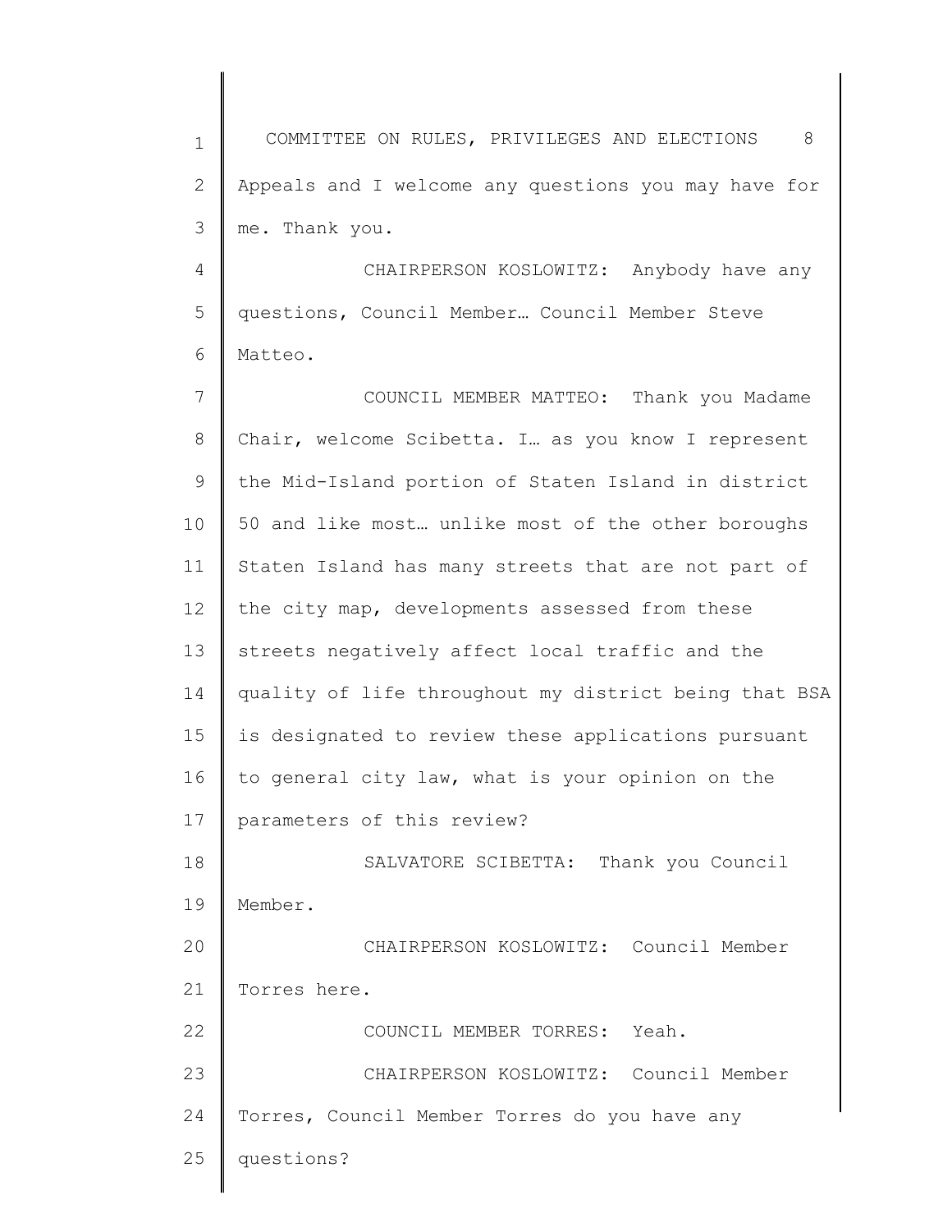Appeals and I welcome any questions you may have for me. Thank you.

CHAIRPERSON KOSLOWITZ: Anybody have any questions, Council Member… Council Member Steve Matteo.

COUNCIL MEMBER MATTEO: Thank you Madame Chair, welcome Scibetta. I… as you know I represent the Mid-Island portion of Staten Island in district 50 and like most… unlike most of the other boroughs Staten Island has many streets that are not part of the city map, developments assessed from these streets negatively affect local traffic and the quality of life throughout my district being that BSA is designated to review these applications pursuant to general city law, what is your opinion on the parameters of this review?

SALVATORE SCIBETTA: Thank you Council Member.

CHAIRPERSON KOSLOWITZ: Council Member Torres here.

COUNCIL MEMBER TORRES: Yeah.

CHAIRPERSON KOSLOWITZ: Council Member Torres, Council Member Torres do you have any questions?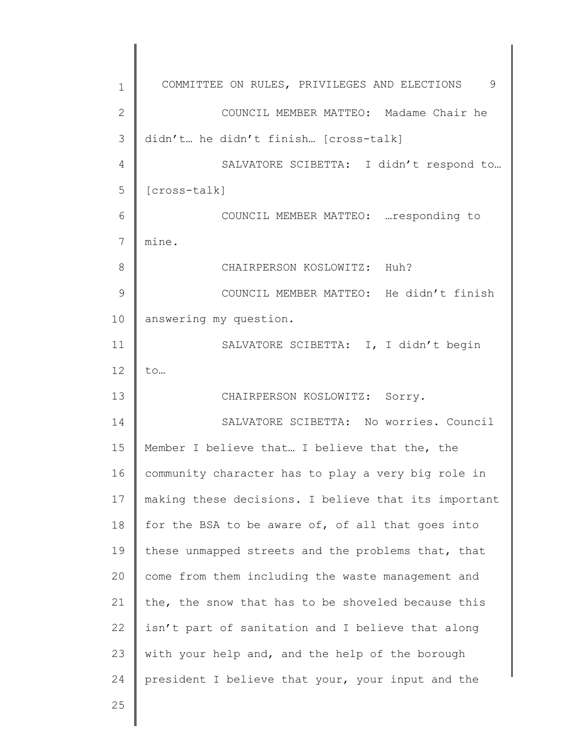COUNCIL MEMBER MATTEO: Madame Chair he didn't… he didn't finish… [cross-talk]

SALVATORE SCIBETTA: I didn't respond to… [cross-talk]

COUNCIL MEMBER MATTEO: …responding to mine.

CHAIRPERSON KOSLOWITZ: Huh?

COUNCIL MEMBER MATTEO: He didn't finish answering my question.

SALVATORE SCIBETTA: I, I didn't begin to…

CHAIRPERSON KOSLOWITZ: Sorry.

SALVATORE SCIBETTA: No worries. Council Member I believe that… I believe that the, the community character has to play a very big role in making these decisions. I believe that its important for the BSA to be aware of, of all that goes into these unmapped streets and the problems that, that come from them including the waste management and the, the snow that has to be shoveled because this isn't part of sanitation and I believe that along with your help and, and the help of the borough president I believe that your, your input and the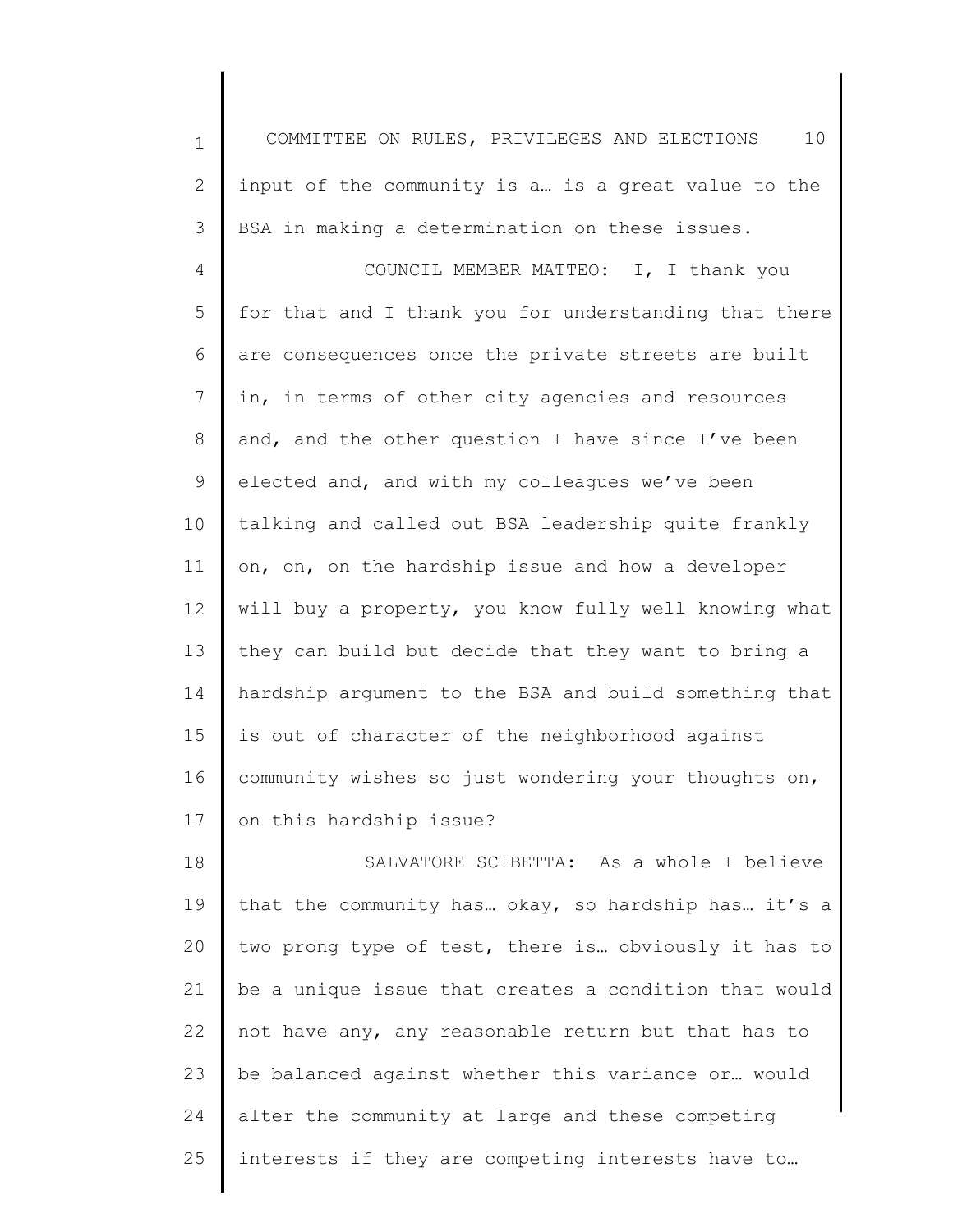input of the community is a… is a great value to the BSA in making a determination on these issues.

COUNCIL MEMBER MATTEO: I, I thank you for that and I thank you for understanding that there are consequences once the private streets are built in, in terms of other city agencies and resources and, and the other question I have since I've been elected and, and with my colleagues we've been talking and called out BSA leadership quite frankly on, on, on the hardship issue and how a developer will buy a property, you know fully well knowing what they can build but decide that they want to bring a hardship argument to the BSA and build something that is out of character of the neighborhood against community wishes so just wondering your thoughts on, on this hardship issue?

SALVATORE SCIBETTA: As a whole I believe that the community has… okay, so hardship has… it's a two prong type of test, there is… obviously it has to be a unique issue that creates a condition that would not have any, any reasonable return but that has to be balanced against whether this variance or… would alter the community at large and these competing interests if they are competing interests have to…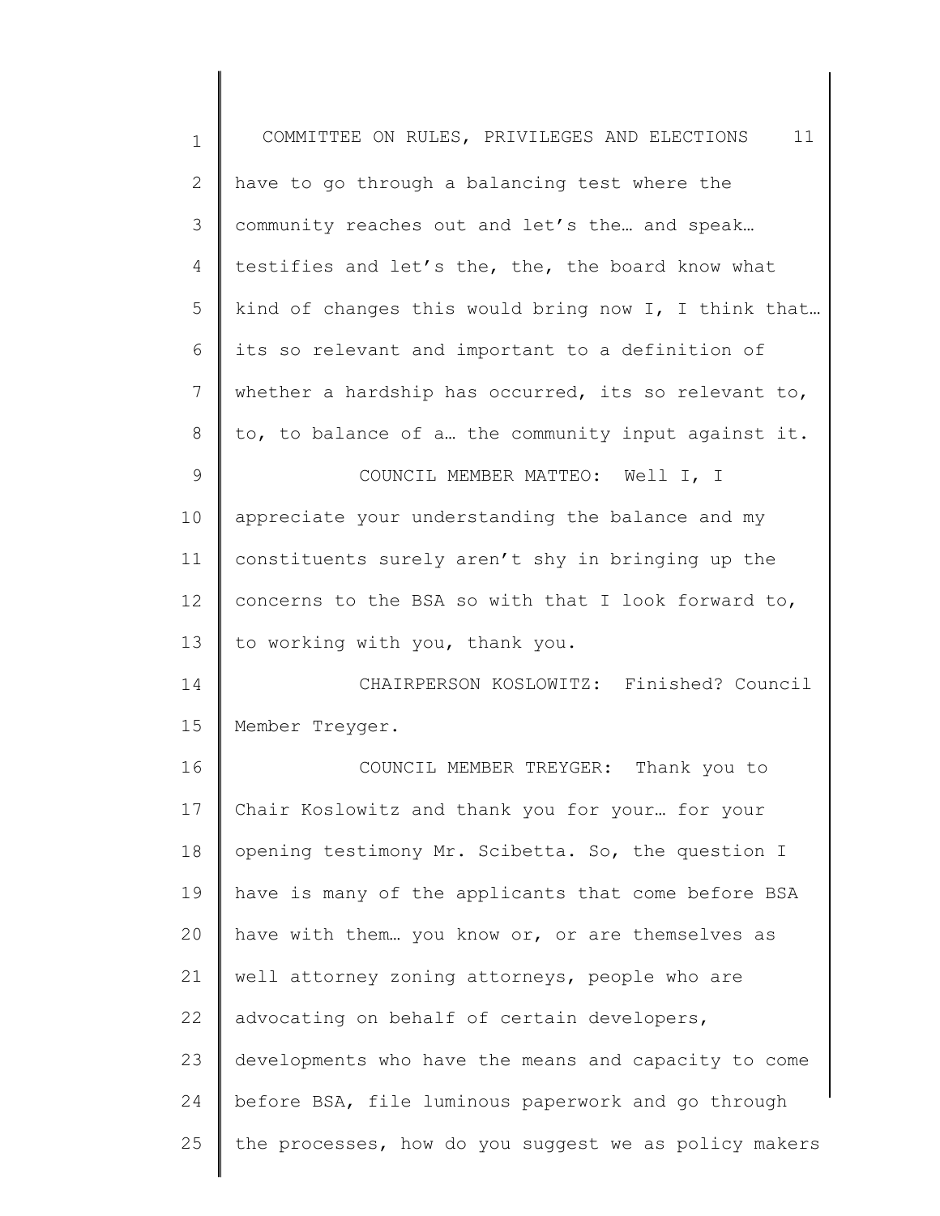have to go through a balancing test where the community reaches out and let's the… and speak… testifies and let's the, the, the board know what kind of changes this would bring now I, I think that… its so relevant and important to a definition of whether a hardship has occurred, its so relevant to, to, to balance of a… the community input against it.

COUNCIL MEMBER MATTEO: Well I, I appreciate your understanding the balance and my constituents surely aren't shy in bringing up the concerns to the BSA so with that I look forward to, to working with you, thank you.

CHAIRPERSON KOSLOWITZ: Finished? Council Member Treyger.

COUNCIL MEMBER TREYGER: Thank you to Chair Koslowitz and thank you for your… for your opening testimony Mr. Scibetta. So, the question I have is many of the applicants that come before BSA have with them… you know or, or are themselves as well attorney zoning attorneys, people who are advocating on behalf of certain developers, developments who have the means and capacity to come before BSA, file luminous paperwork and go through the processes, how do you suggest we as policy makers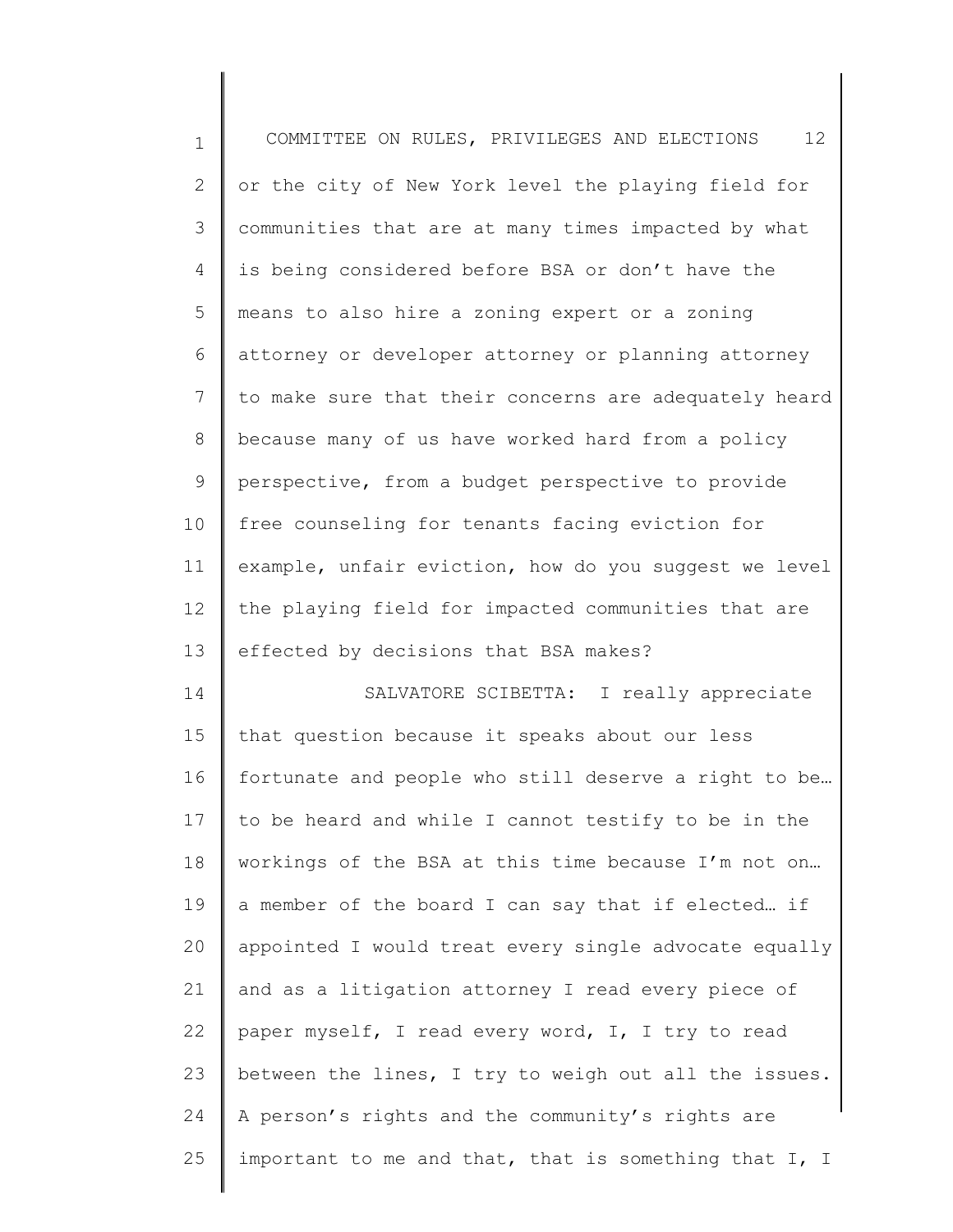or the city of New York level the playing field for communities that are at many times impacted by what is being considered before BSA or don't have the means to also hire a zoning expert or a zoning attorney or developer attorney or planning attorney to make sure that their concerns are adequately heard because many of us have worked hard from a policy perspective, from a budget perspective to provide free counseling for tenants facing eviction for example, unfair eviction, how do you suggest we level the playing field for impacted communities that are effected by decisions that BSA makes?

SALVATORE SCIBETTA: I really appreciate that question because it speaks about our less fortunate and people who still deserve a right to be… to be heard and while I cannot testify to be in the workings of the BSA at this time because I'm not on… a member of the board I can say that if elected… if appointed I would treat every single advocate equally and as a litigation attorney I read every piece of paper myself, I read every word, I, I try to read between the lines, I try to weigh out all the issues. A person's rights and the community's rights are important to me and that, that is something that I, I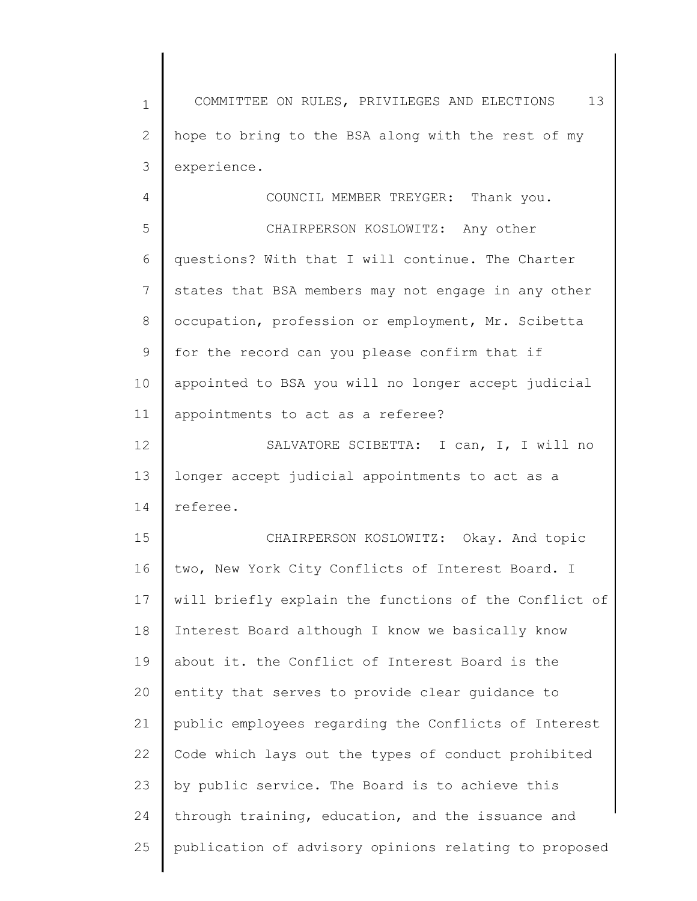hope to bring to the BSA along with the rest of my experience.

COUNCIL MEMBER TREYGER: Thank you.

CHAIRPERSON KOSLOWITZ: Any other questions? With that I will continue. The Charter states that BSA members may not engage in any other occupation, profession or employment, Mr. Scibetta for the record can you please confirm that if appointed to BSA you will no longer accept judicial appointments to act as a referee?

SALVATORE SCIBETTA: I can, I, I will no longer accept judicial appointments to act as a referee.

CHAIRPERSON KOSLOWITZ: Okay. And topic two, New York City Conflicts of Interest Board. I will briefly explain the functions of the Conflict of Interest Board although I know we basically know about it. the Conflict of Interest Board is the entity that serves to provide clear guidance to public employees regarding the Conflicts of Interest Code which lays out the types of conduct prohibited by public service. The Board is to achieve this through training, education, and the issuance and publication of advisory opinions relating to proposed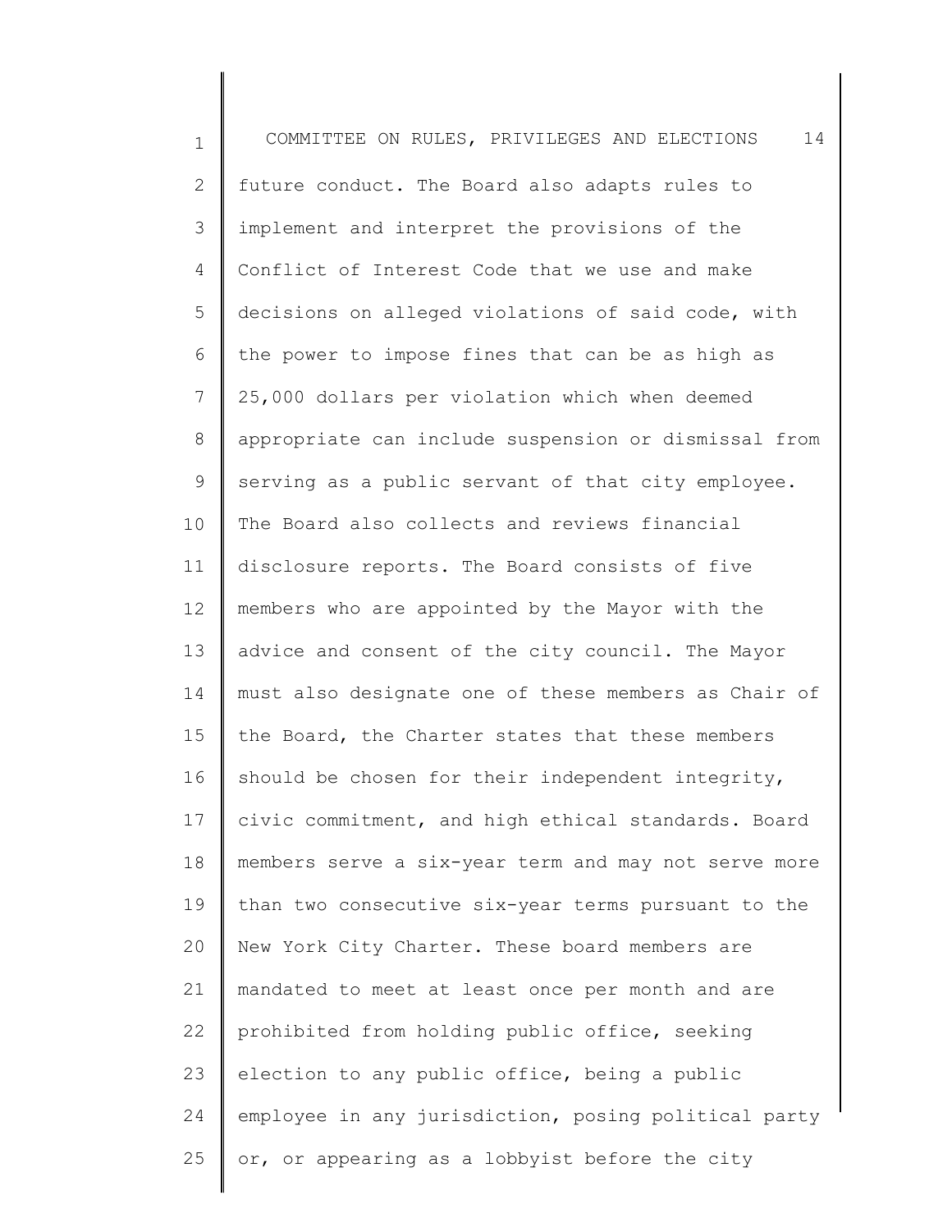future conduct. The Board also adapts rules to implement and interpret the provisions of the Conflict of Interest Code that we use and make decisions on alleged violations of said code, with the power to impose fines that can be as high as 25,000 dollars per violation which when deemed appropriate can include suspension or dismissal from serving as a public servant of that city employee. The Board also collects and reviews financial disclosure reports. The Board consists of five members who are appointed by the Mayor with the advice and consent of the city council. The Mayor must also designate one of these members as Chair of the Board, the Charter states that these members should be chosen for their independent integrity, civic commitment, and high ethical standards. Board members serve a six-year term and may not serve more than two consecutive six-year terms pursuant to the New York City Charter. These board members are mandated to meet at least once per month and are prohibited from holding public office, seeking election to any public office, being a public employee in any jurisdiction, posing political party or, or appearing as a lobbyist before the city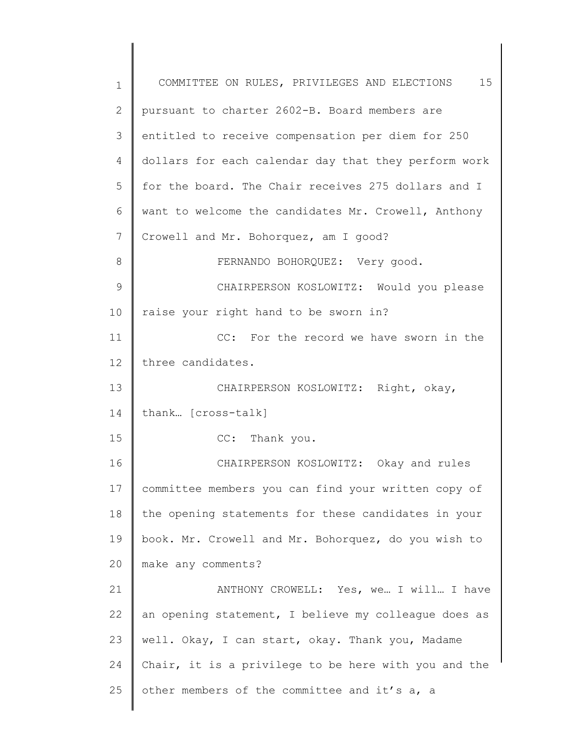pursuant to charter 2602-B. Board members are entitled to receive compensation per diem for 250 dollars for each calendar day that they perform work for the board. The Chair receives 275 dollars and I want to welcome the candidates Mr. Crowell, Anthony Crowell and Mr. Bohorquez, am I good?

FERNANDO BOHORQUEZ: Very good.

CHAIRPERSON KOSLOWITZ: Would you please raise your right hand to be sworn in?

CC: For the record we have sworn in the three candidates.

CHAIRPERSON KOSLOWITZ: Right, okay, thank… [cross-talk]

CC: Thank you.

CHAIRPERSON KOSLOWITZ: Okay and rules committee members you can find your written copy of the opening statements for these candidates in your book. Mr. Crowell and Mr. Bohorquez, do you wish to make any comments?

ANTHONY CROWELL: Yes, we… I will… I have an opening statement, I believe my colleague does as well. Okay, I can start, okay. Thank you, Madame Chair, it is a privilege to be here with you and the other members of the committee and it's a, a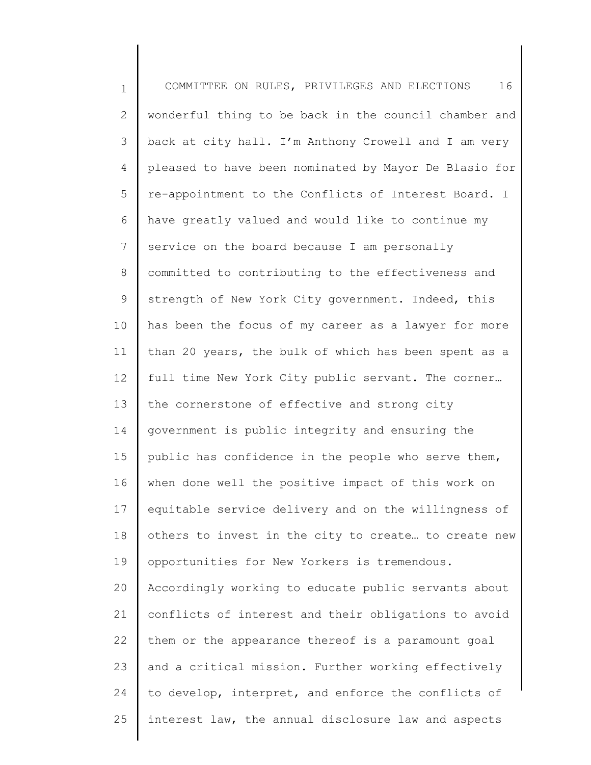wonderful thing to be back in the council chamber and back at city hall. I'm Anthony Crowell and I am very pleased to have been nominated by Mayor De Blasio for re-appointment to the Conflicts of Interest Board. I have greatly valued and would like to continue my service on the board because I am personally committed to contributing to the effectiveness and strength of New York City government. Indeed, this has been the focus of my career as a lawyer for more than 20 years, the bulk of which has been spent as a full time New York City public servant. The corner… the cornerstone of effective and strong city government is public integrity and ensuring the public has confidence in the people who serve them, when done well the positive impact of this work on equitable service delivery and on the willingness of others to invest in the city to create… to create new opportunities for New Yorkers is tremendous. Accordingly working to educate public servants about conflicts of interest and their obligations to avoid them or the appearance thereof is a paramount goal and a critical mission. Further working effectively to develop, interpret, and enforce the conflicts of interest law, the annual disclosure law and aspects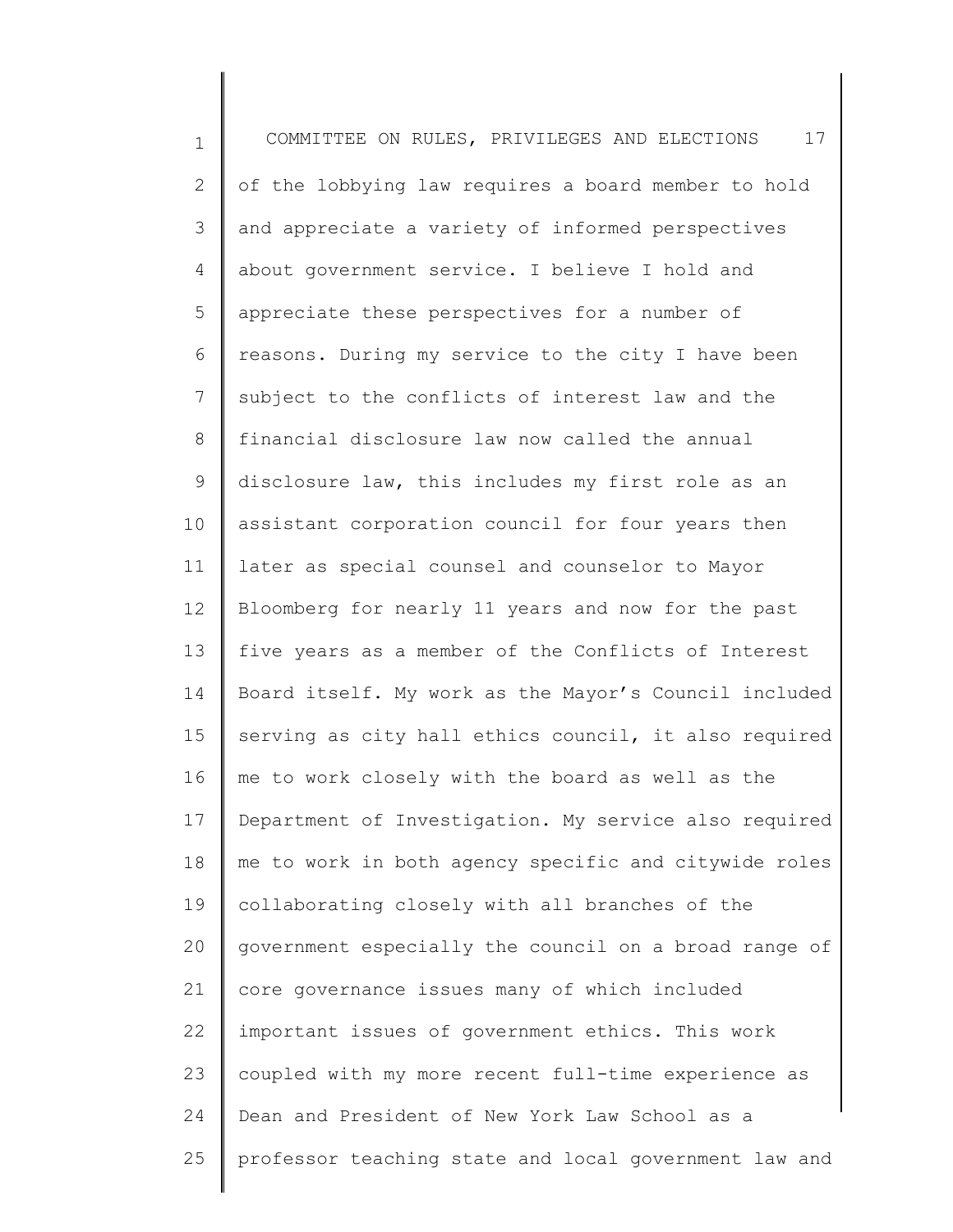of the lobbying law requires a board member to hold and appreciate a variety of informed perspectives about government service. I believe I hold and appreciate these perspectives for a number of reasons. During my service to the city I have been subject to the conflicts of interest law and the financial disclosure law now called the annual disclosure law, this includes my first role as an assistant corporation council for four years then later as special counsel and counselor to Mayor Bloomberg for nearly 11 years and now for the past five years as a member of the Conflicts of Interest Board itself. My work as the Mayor's Council included serving as city hall ethics council, it also required me to work closely with the board as well as the Department of Investigation. My service also required me to work in both agency specific and citywide roles collaborating closely with all branches of the government especially the council on a broad range of core governance issues many of which included important issues of government ethics. This work coupled with my more recent full-time experience as Dean and President of New York Law School as a professor teaching state and local government law and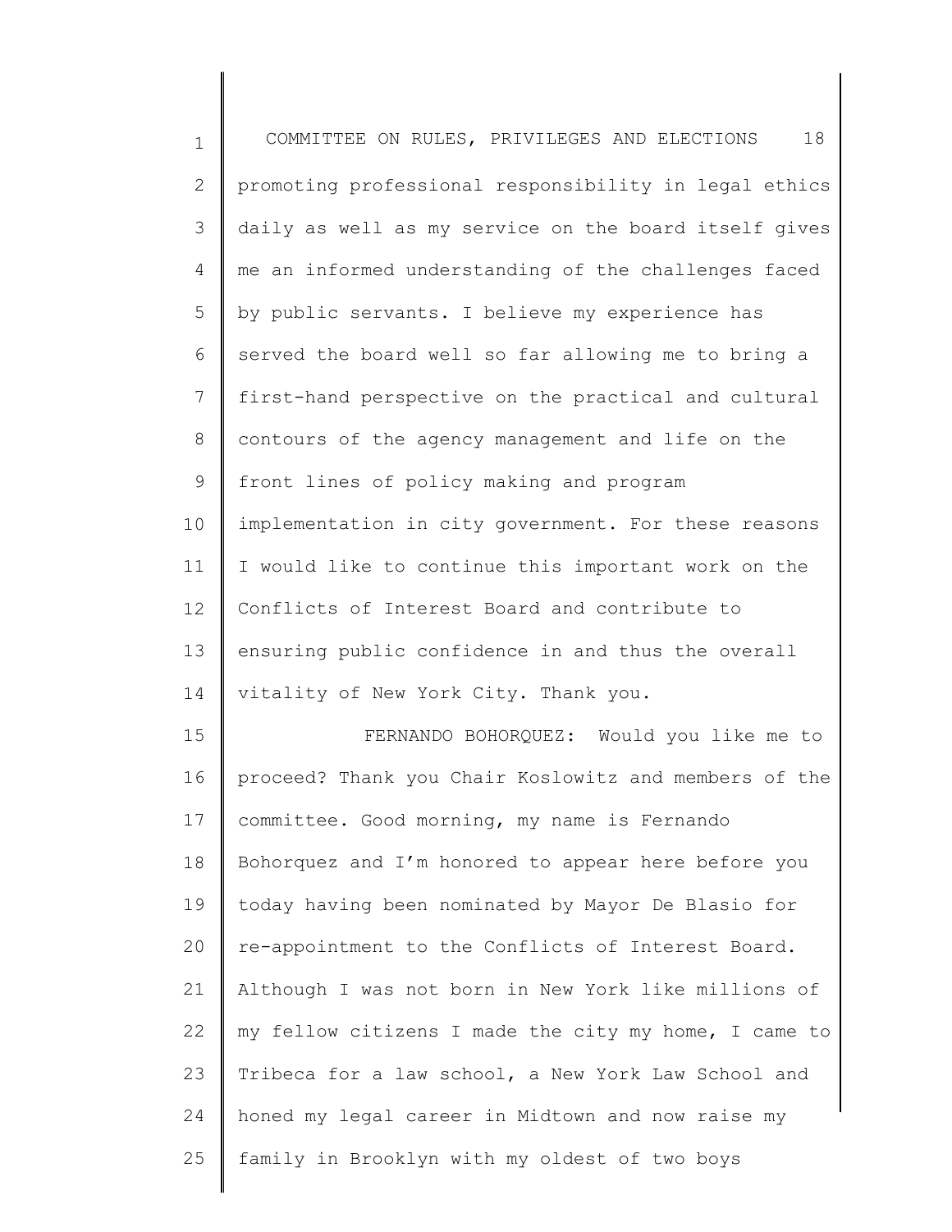promoting professional responsibility in legal ethics daily as well as my service on the board itself gives me an informed understanding of the challenges faced by public servants. I believe my experience has served the board well so far allowing me to bring a first-hand perspective on the practical and cultural contours of the agency management and life on the front lines of policy making and program implementation in city government. For these reasons I would like to continue this important work on the Conflicts of Interest Board and contribute to ensuring public confidence in and thus the overall vitality of New York City. Thank you.

FERNANDO BOHORQUEZ: Would you like me to proceed? Thank you Chair Koslowitz and members of the committee. Good morning, my name is Fernando Bohorquez and I'm honored to appear here before you today having been nominated by Mayor De Blasio for re-appointment to the Conflicts of Interest Board. Although I was not born in New York like millions of my fellow citizens I made the city my home, I came to Tribeca for a law school, a New York Law School and honed my legal career in Midtown and now raise my family in Brooklyn with my oldest of two boys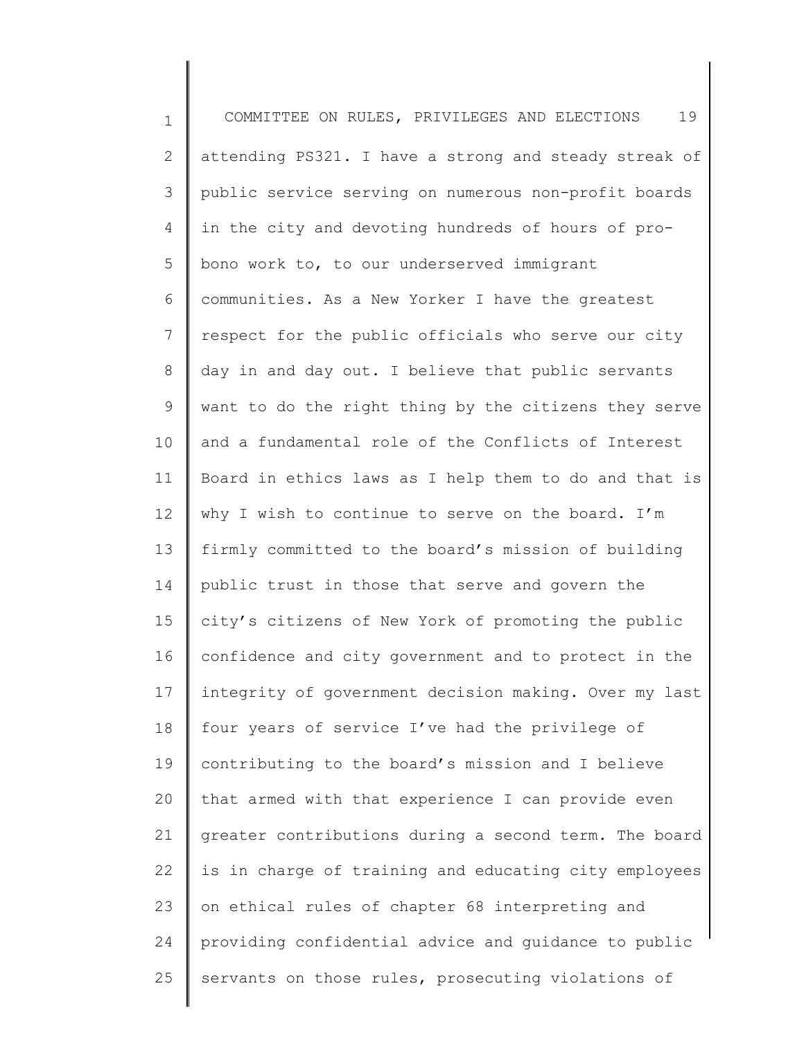attending PS321. I have a strong and steady streak of public service serving on numerous non-profit boards in the city and devoting hundreds of hours of pro-bono work to, to our underserved immigrant communities. As a New Yorker I have the greatest respect for the public officials who serve our city day in and day out. I believe that public servants want to do the right thing by the citizens they serve and a fundamental role of the Conflicts of Interest Board in ethics laws as I help them to do and that is why I wish to continue to serve on the board. I'm firmly committed to the board's mission of building public trust in those that serve and govern the city's citizens of New York of promoting the public confidence and city government and to protect in the integrity of government decision making. Over my last four years of service I've had the privilege of contributing to the board's mission and I believe that armed with that experience I can provide even greater contributions during a second term. The board is in charge of training and educating city employees on ethical rules of chapter 68 interpreting and providing confidential advice and guidance to public servants on those rules, prosecuting violations of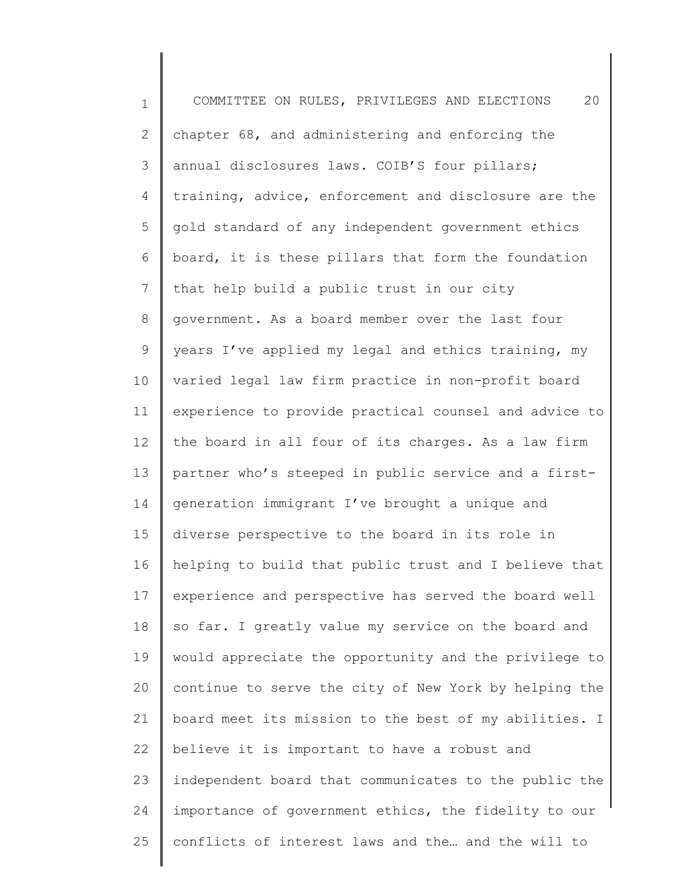chapter 68, and administering and enforcing the annual disclosures laws. COIB'S four pillars; training, advice, enforcement and disclosure are the gold standard of any independent government ethics board, it is these pillars that form the foundation that help build a public trust in our city government. As a board member over the last four years I've applied my legal and ethics training, my varied legal law firm practice in non-profit board experience to provide practical counsel and advice to the board in all four of its charges. As a law firm partner who's steeped in public service and a first-generation immigrant I've brought a unique and diverse perspective to the board in its role in helping to build that public trust and I believe that experience and perspective has served the board well so far. I greatly value my service on the board and would appreciate the opportunity and the privilege to continue to serve the city of New York by helping the board meet its mission to the best of my abilities. I believe it is important to have a robust and independent board that communicates to the public the importance of government ethics, the fidelity to our conflicts of interest laws and the… and the will to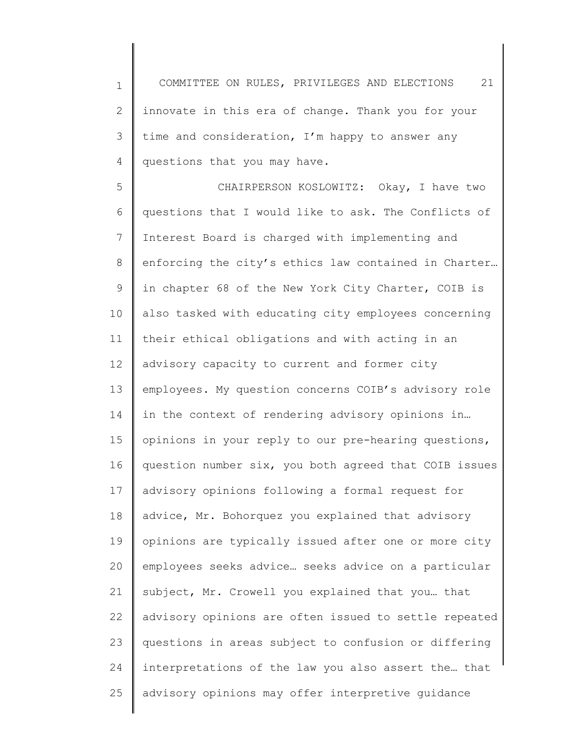innovate in this era of change. Thank you for your time and consideration, I'm happy to answer any questions that you may have.

CHAIRPERSON KOSLOWITZ: Okay, I have two questions that I would like to ask. The Conflicts of Interest Board is charged with implementing and enforcing the city's ethics law contained in Charter… in chapter 68 of the New York City Charter, COIB is also tasked with educating city employees concerning their ethical obligations and with acting in an advisory capacity to current and former city employees. My question concerns COIB's advisory role in the context of rendering advisory opinions in… opinions in your reply to our pre-hearing questions, question number six, you both agreed that COIB issues advisory opinions following a formal request for advice, Mr. Bohorquez you explained that advisory opinions are typically issued after one or more city employees seeks advice… seeks advice on a particular subject, Mr. Crowell you explained that you… that advisory opinions are often issued to settle repeated questions in areas subject to confusion or differing interpretations of the law you also assert the… that advisory opinions may offer interpretive guidance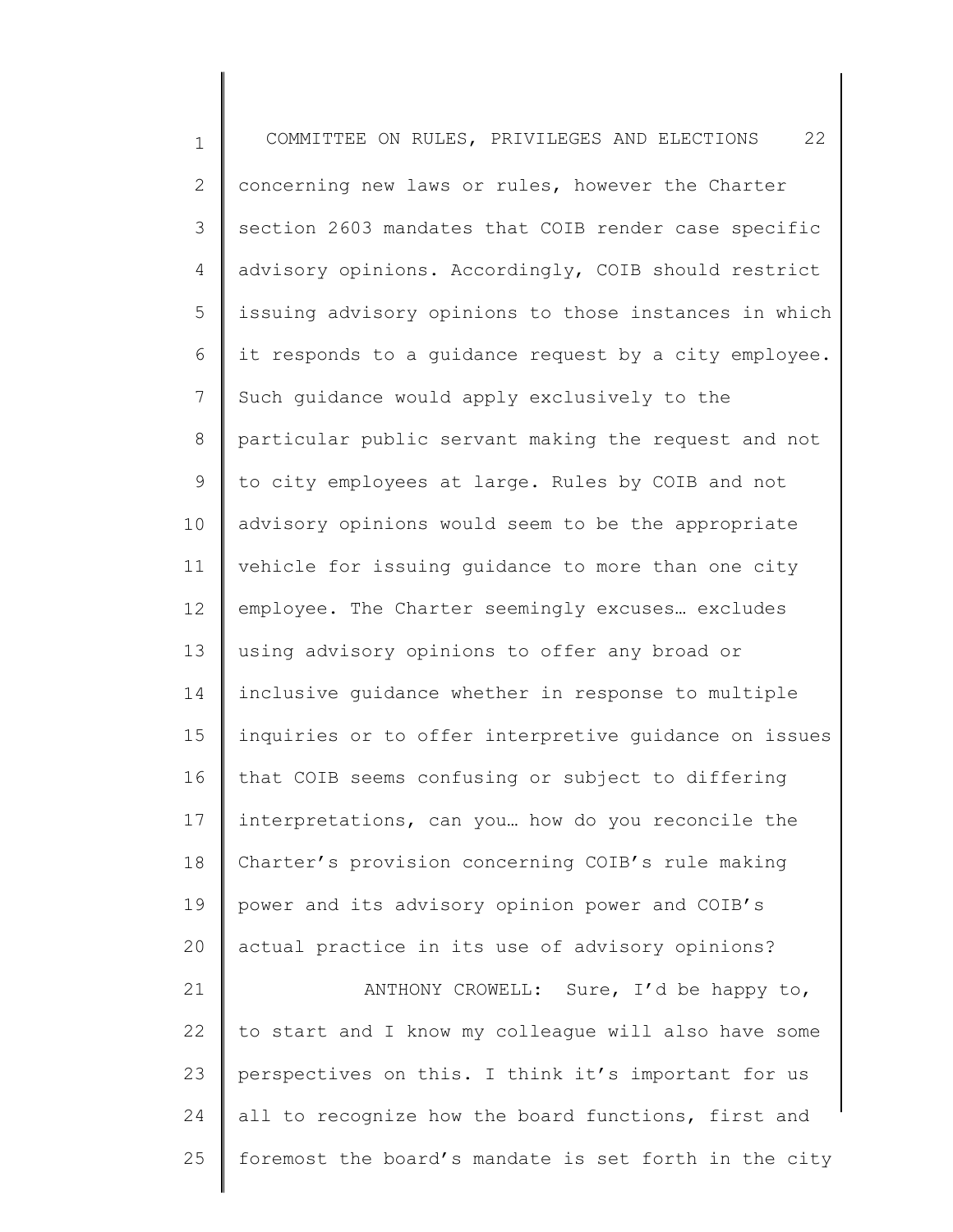concerning new laws or rules, however the Charter section 2603 mandates that COIB render case specific advisory opinions. Accordingly, COIB should restrict issuing advisory opinions to those instances in which it responds to a guidance request by a city employee. Such guidance would apply exclusively to the particular public servant making the request and not to city employees at large. Rules by COIB and not advisory opinions would seem to be the appropriate vehicle for issuing guidance to more than one city employee. The Charter seemingly excuses… excludes using advisory opinions to offer any broad or inclusive guidance whether in response to multiple inquiries or to offer interpretive guidance on issues that COIB seems confusing or subject to differing interpretations, can you… how do you reconcile the Charter's provision concerning COIB's rule making power and its advisory opinion power and COIB's actual practice in its use of advisory opinions?

ANTHONY CROWELL: Sure, I'd be happy to, to start and I know my colleague will also have some perspectives on this. I think it's important for us all to recognize how the board functions, first and foremost the board's mandate is set forth in the city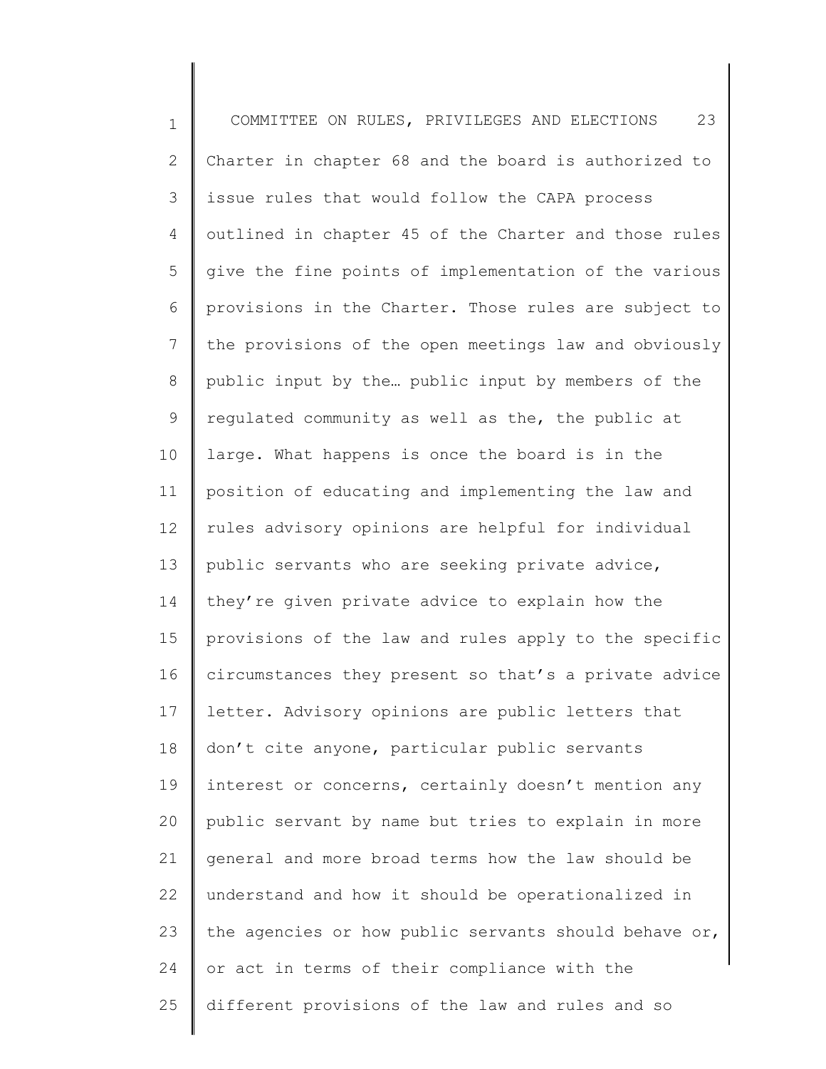Charter in chapter 68 and the board is authorized to issue rules that would follow the CAPA process outlined in chapter 45 of the Charter and those rules give the fine points of implementation of the various provisions in the Charter. Those rules are subject to the provisions of the open meetings law and obviously public input by the… public input by members of the regulated community as well as the, the public at large. What happens is once the board is in the position of educating and implementing the law and rules advisory opinions are helpful for individual public servants who are seeking private advice, they're given private advice to explain how the provisions of the law and rules apply to the specific circumstances they present so that's a private advice letter. Advisory opinions are public letters that don't cite anyone, particular public servants interest or concerns, certainly doesn't mention any public servant by name but tries to explain in more general and more broad terms how the law should be understand and how it should be operationalized in the agencies or how public servants should behave or, or act in terms of their compliance with the different provisions of the law and rules and so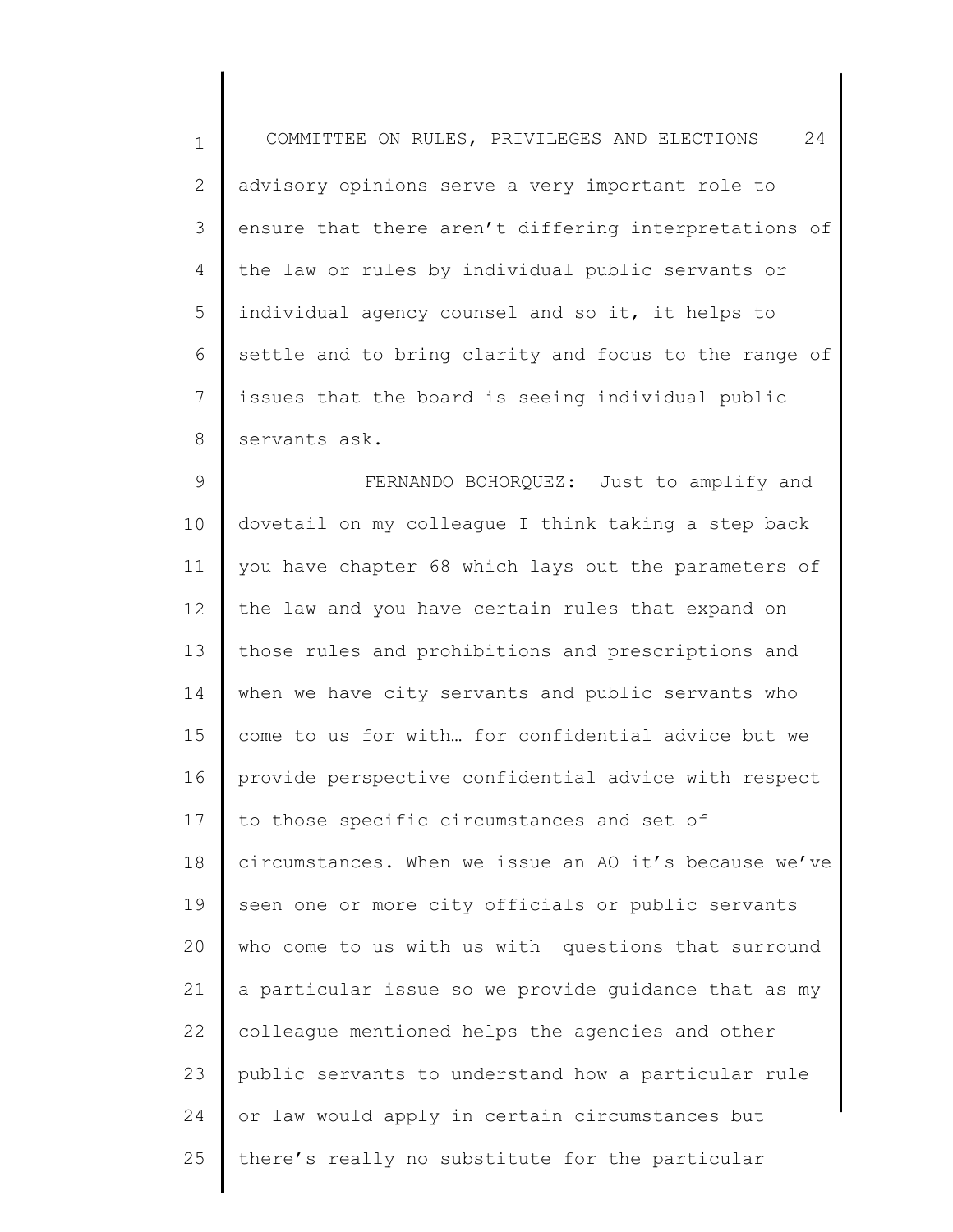advisory opinions serve a very important role to ensure that there aren't differing interpretations of the law or rules by individual public servants or individual agency counsel and so it, it helps to settle and to bring clarity and focus to the range of issues that the board is seeing individual public servants ask.

FERNANDO BOHORQUEZ: Just to amplify and dovetail on my colleague I think taking a step back you have chapter 68 which lays out the parameters of the law and you have certain rules that expand on those rules and prohibitions and prescriptions and when we have city servants and public servants who come to us for with… for confidential advice but we provide perspective confidential advice with respect to those specific circumstances and set of circumstances. When we issue an AO it's because we've seen one or more city officials or public servants who come to us with us with questions that surround a particular issue so we provide guidance that as my colleague mentioned helps the agencies and other public servants to understand how a particular rule or law would apply in certain circumstances but there's really no substitute for the particular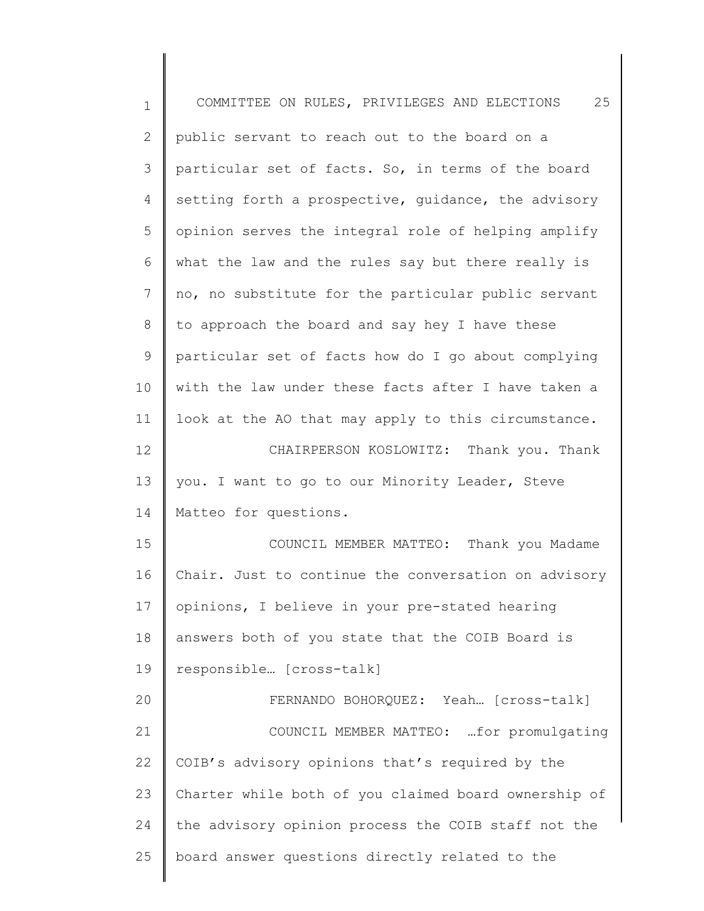public servant to reach out to the board on a particular set of facts. So, in terms of the board setting forth a prospective, guidance, the advisory opinion serves the integral role of helping amplify what the law and the rules say but there really is no, no substitute for the particular public servant to approach the board and say hey I have these particular set of facts how do I go about complying with the law under these facts after I have taken a look at the AO that may apply to this circumstance.

CHAIRPERSON KOSLOWITZ: Thank you. Thank you. I want to go to our Minority Leader, Steve Matteo for questions.

COUNCIL MEMBER MATTEO: Thank you Madame Chair. Just to continue the conversation on advisory opinions, I believe in your pre-stated hearing answers both of you state that the COIB Board is responsible… [cross-talk]

FERNANDO BOHORQUEZ: Yeah… [cross-talk]

COUNCIL MEMBER MATTEO: …for promulgating COIB's advisory opinions that's required by the Charter while both of you claimed board ownership of the advisory opinion process the COIB staff not the board answer questions directly related to the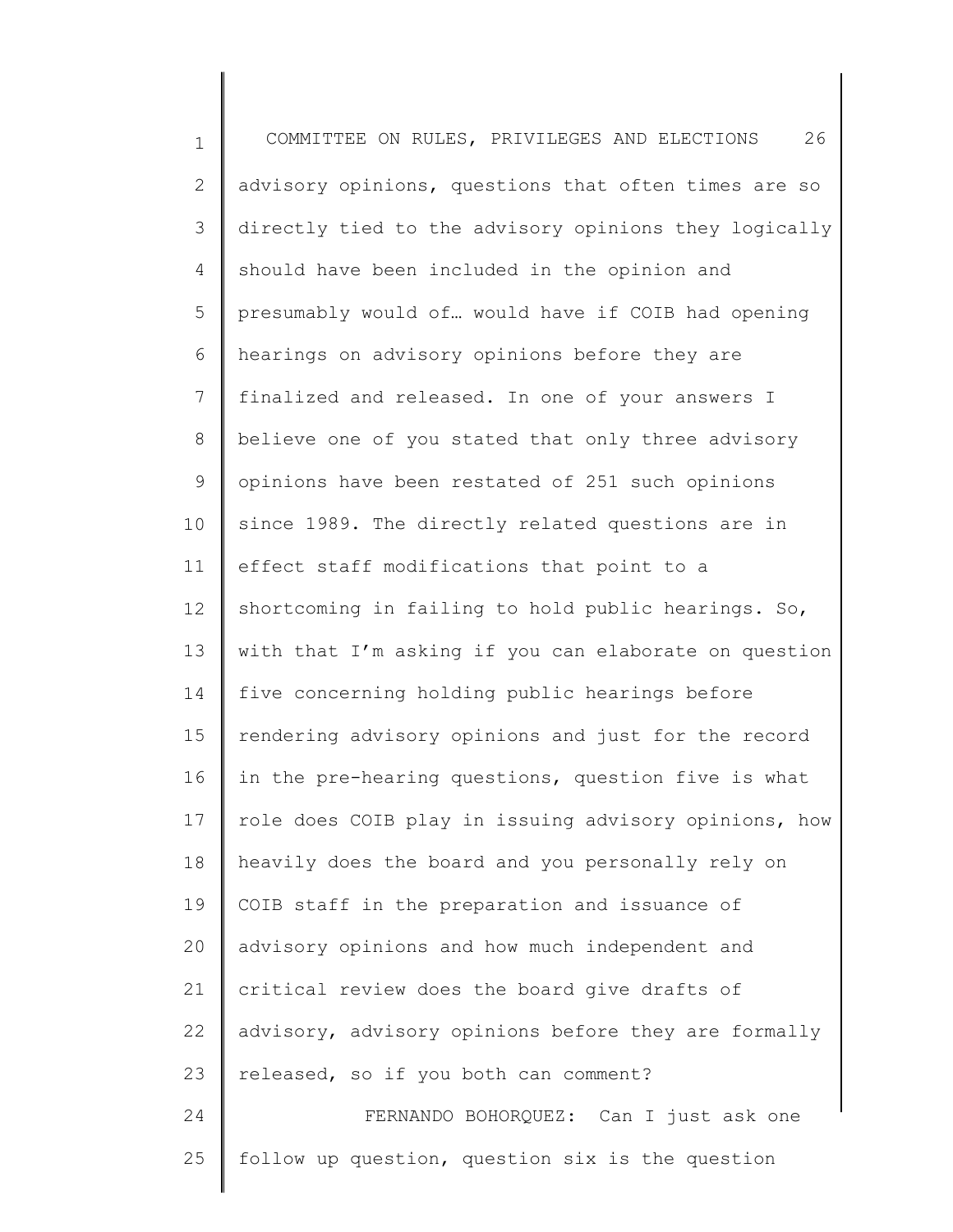advisory opinions, questions that often times are so directly tied to the advisory opinions they logically should have been included in the opinion and presumably would of… would have if COIB had opening hearings on advisory opinions before they are finalized and released. In one of your answers I believe one of you stated that only three advisory opinions have been restated of 251 such opinions since 1989. The directly related questions are in effect staff modifications that point to a shortcoming in failing to hold public hearings. So, with that I'm asking if you can elaborate on question five concerning holding public hearings before rendering advisory opinions and just for the record in the pre-hearing questions, question five is what role does COIB play in issuing advisory opinions, how heavily does the board and you personally rely on COIB staff in the preparation and issuance of advisory opinions and how much independent and critical review does the board give drafts of advisory, advisory opinions before they are formally released, so if you both can comment?

FERNANDO BOHORQUEZ: Can I just ask one follow up question, question six is the question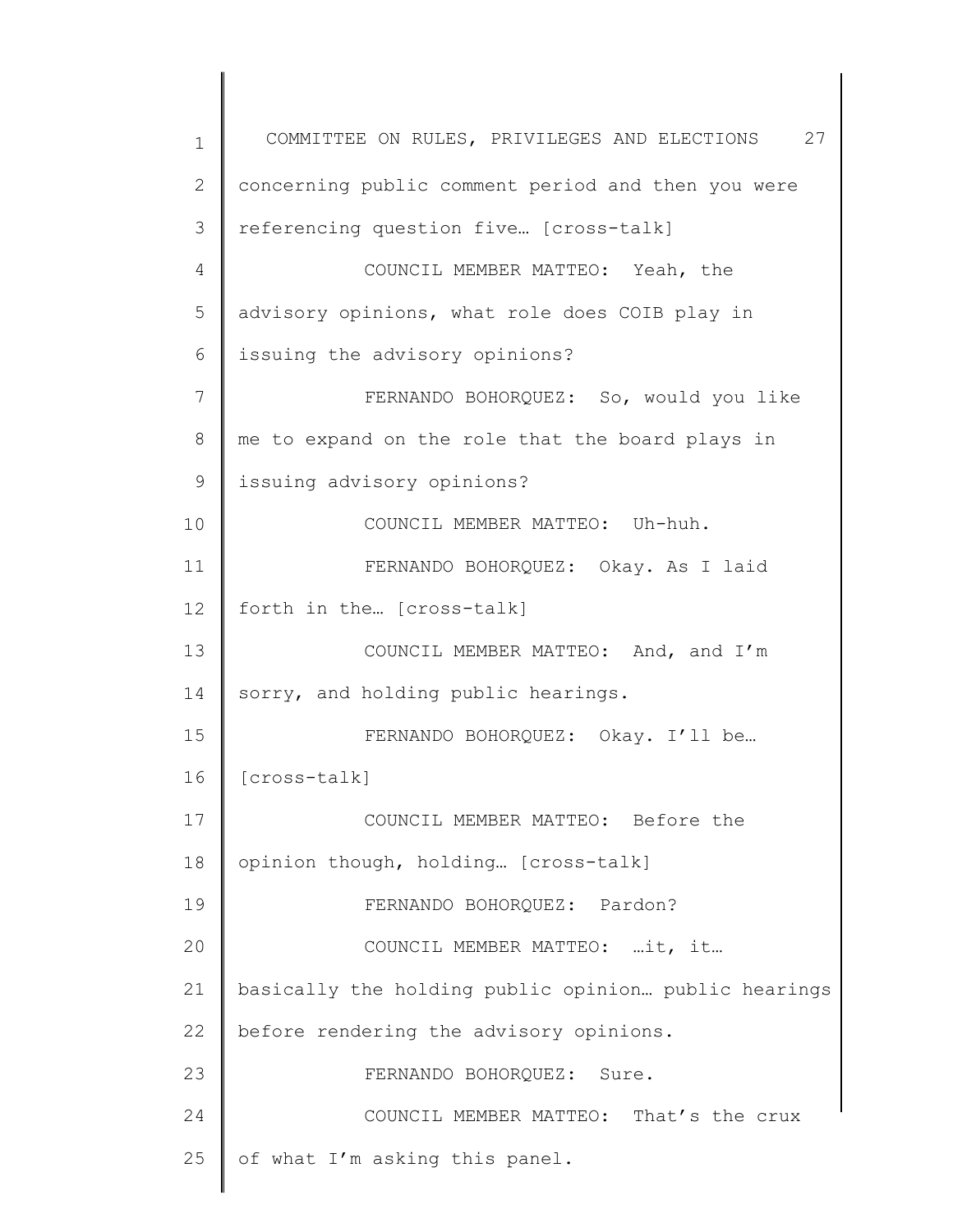concerning public comment period and then you were referencing question five… [cross-talk]

COUNCIL MEMBER MATTEO: Yeah, the advisory opinions, what role does COIB play in issuing the advisory opinions?

FERNANDO BOHORQUEZ: So, would you like me to expand on the role that the board plays in issuing advisory opinions?

COUNCIL MEMBER MATTEO: Uh-huh.

FERNANDO BOHORQUEZ: Okay. As I laid forth in the… [cross-talk]

COUNCIL MEMBER MATTEO: And, and I'm sorry, and holding public hearings.

FERNANDO BOHORQUEZ: Okay. I'll be… [cross-talk]

COUNCIL MEMBER MATTEO: Before the opinion though, holding… [cross-talk]

FERNANDO BOHORQUEZ: Pardon?

COUNCIL MEMBER MATTEO: …it, it… basically the holding public opinion… public hearings before rendering the advisory opinions.

FERNANDO BOHORQUEZ: Sure.

COUNCIL MEMBER MATTEO: That's the crux of what I'm asking this panel.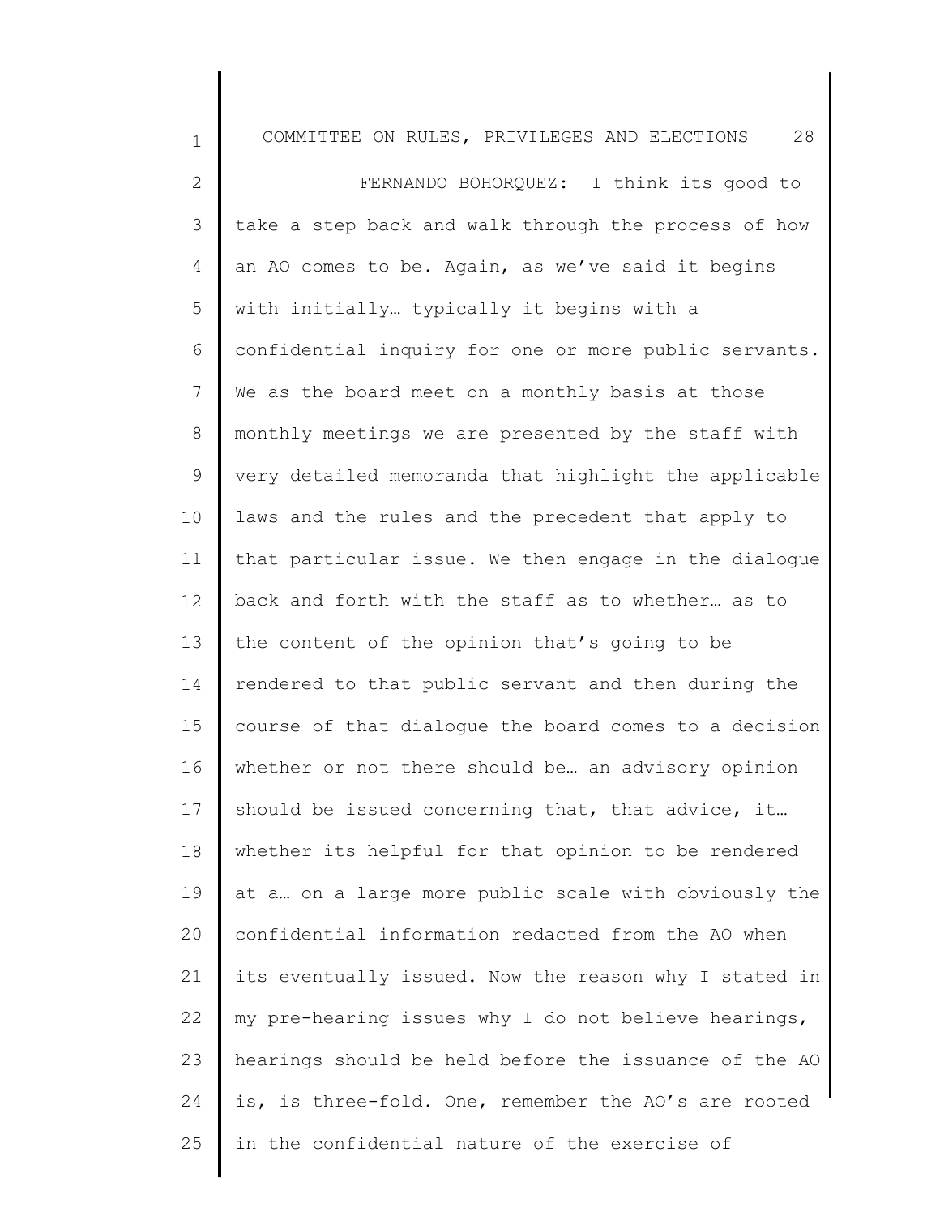FERNANDO BOHORQUEZ: I think its good to take a step back and walk through the process of how an AO comes to be. Again, as we've said it begins with initially… typically it begins with a confidential inquiry for one or more public servants. We as the board meet on a monthly basis at those monthly meetings we are presented by the staff with very detailed memoranda that highlight the applicable laws and the rules and the precedent that apply to that particular issue. We then engage in the dialogue back and forth with the staff as to whether… as to the content of the opinion that's going to be rendered to that public servant and then during the course of that dialogue the board comes to a decision whether or not there should be… an advisory opinion should be issued concerning that, that advice, it… whether its helpful for that opinion to be rendered at a… on a large more public scale with obviously the confidential information redacted from the AO when its eventually issued. Now the reason why I stated in my pre-hearing issues why I do not believe hearings, hearings should be held before the issuance of the AO is, is three-fold. One, remember the AO's are rooted in the confidential nature of the exercise of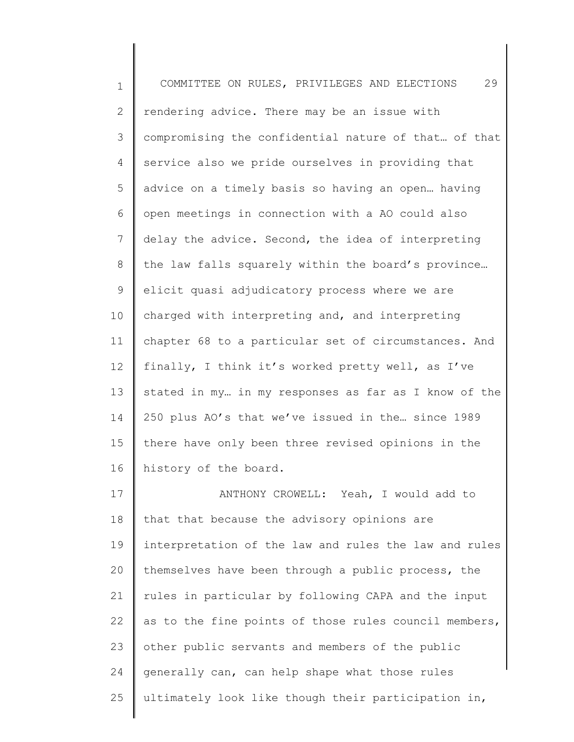rendering advice. There may be an issue with compromising the confidential nature of that… of that service also we pride ourselves in providing that advice on a timely basis so having an open… having open meetings in connection with a AO could also delay the advice. Second, the idea of interpreting the law falls squarely within the board's province… elicit quasi adjudicatory process where we are charged with interpreting and, and interpreting chapter 68 to a particular set of circumstances. And finally, I think it's worked pretty well, as I've stated in my… in my responses as far as I know of the 250 plus AO's that we've issued in the… since 1989 there have only been three revised opinions in the history of the board.

ANTHONY CROWELL: Yeah, I would add to that that because the advisory opinions are interpretation of the law and rules the law and rules themselves have been through a public process, the rules in particular by following CAPA and the input as to the fine points of those rules council members, other public servants and members of the public generally can, can help shape what those rules ultimately look like though their participation in,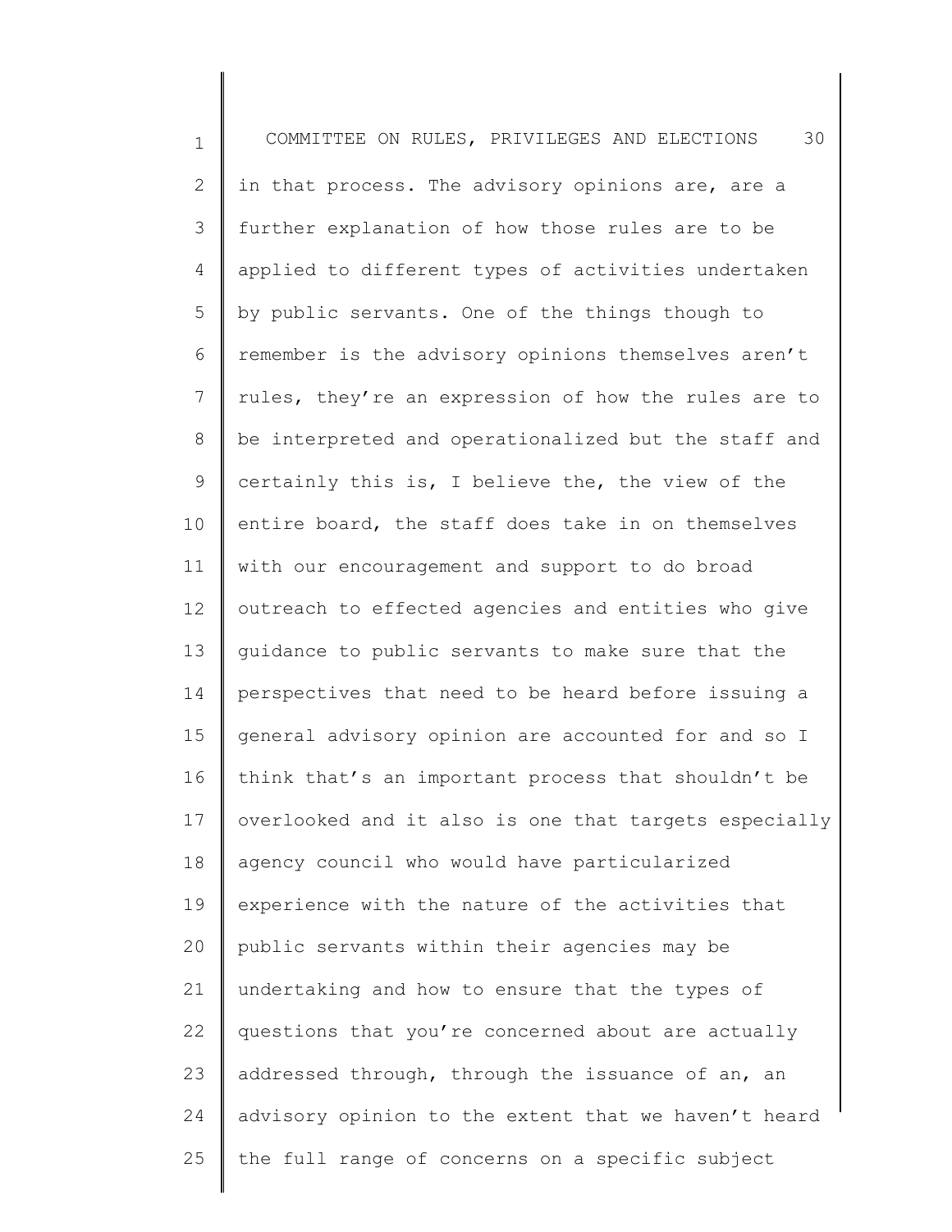in that process. The advisory opinions are, are a further explanation of how those rules are to be applied to different types of activities undertaken by public servants. One of the things though to remember is the advisory opinions themselves aren't rules, they're an expression of how the rules are to be interpreted and operationalized but the staff and certainly this is, I believe the, the view of the entire board, the staff does take in on themselves with our encouragement and support to do broad outreach to effected agencies and entities who give guidance to public servants to make sure that the perspectives that need to be heard before issuing a general advisory opinion are accounted for and so I think that's an important process that shouldn't be overlooked and it also is one that targets especially agency council who would have particularized experience with the nature of the activities that public servants within their agencies may be undertaking and how to ensure that the types of questions that you're concerned about are actually addressed through, through the issuance of an, an advisory opinion to the extent that we haven't heard the full range of concerns on a specific subject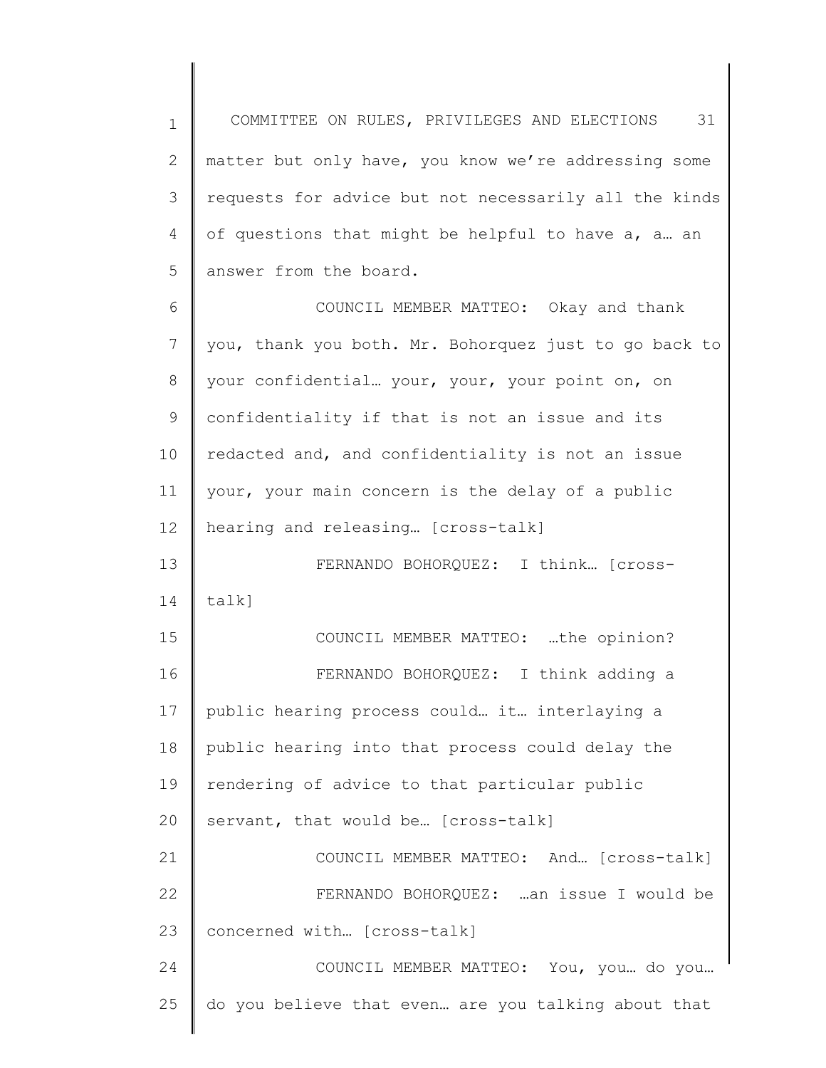matter but only have, you know we're addressing some requests for advice but not necessarily all the kinds of questions that might be helpful to have a, a… an answer from the board.

COUNCIL MEMBER MATTEO: Okay and thank you, thank you both. Mr. Bohorquez just to go back to your confidential… your, your, your point on, on confidentiality if that is not an issue and its redacted and, and confidentiality is not an issue your, your main concern is the delay of a public hearing and releasing… [cross-talk]

FERNANDO BOHORQUEZ: I think… [cross-talk]

COUNCIL MEMBER MATTEO: …the opinion?

FERNANDO BOHORQUEZ: I think adding a public hearing process could… it… interlaying a public hearing into that process could delay the rendering of advice to that particular public servant, that would be… [cross-talk]

COUNCIL MEMBER MATTEO: And… [cross-talk]

FERNANDO BOHORQUEZ: …an issue I would be concerned with… [cross-talk]

COUNCIL MEMBER MATTEO: You, you… do you… do you believe that even… are you talking about that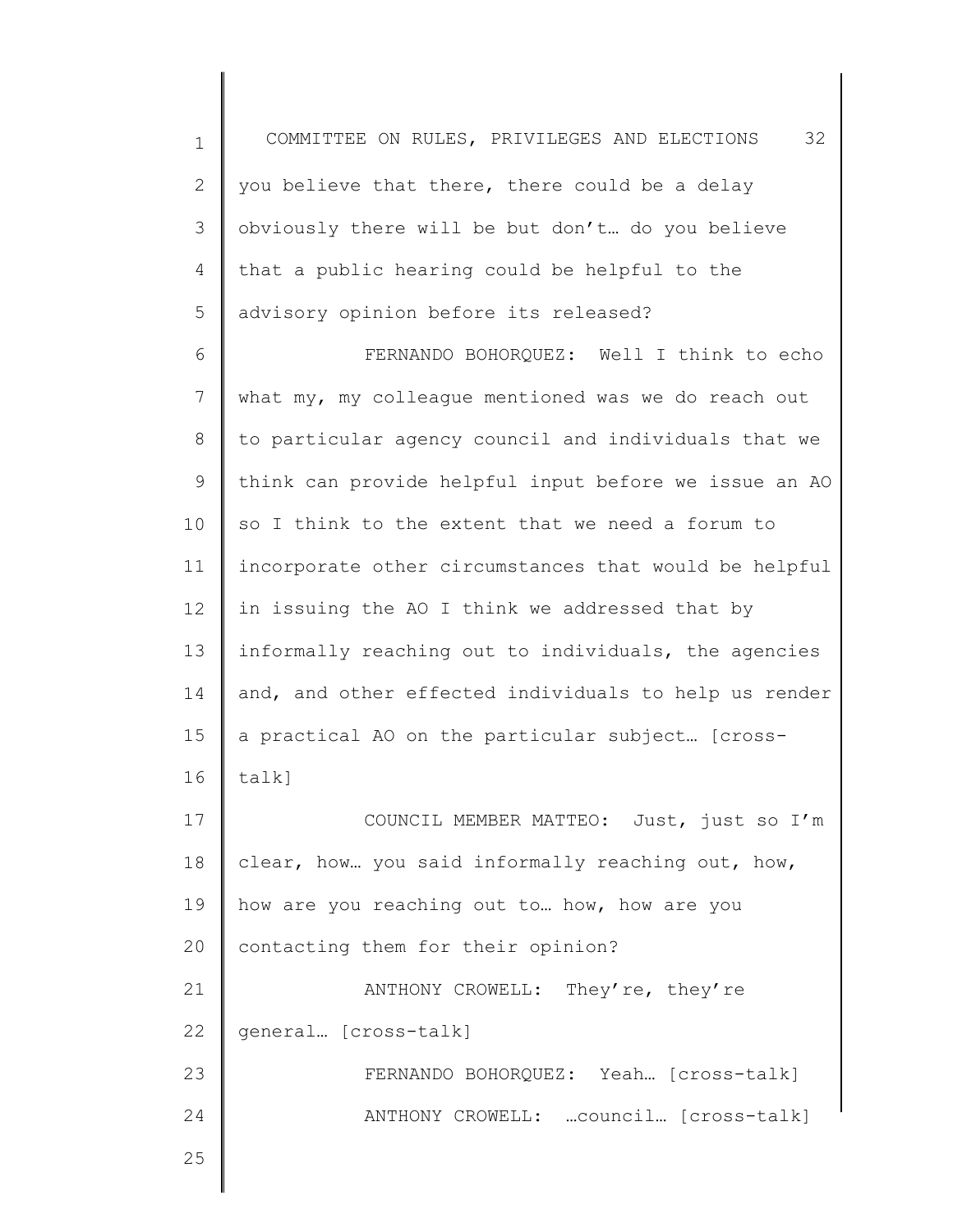you believe that there, there could be a delay obviously there will be but don't… do you believe that a public hearing could be helpful to the advisory opinion before its released?

FERNANDO BOHORQUEZ: Well I think to echo what my, my colleague mentioned was we do reach out to particular agency council and individuals that we think can provide helpful input before we issue an AO so I think to the extent that we need a forum to incorporate other circumstances that would be helpful in issuing the AO I think we addressed that by informally reaching out to individuals, the agencies and, and other effected individuals to help us render a practical AO on the particular subject… [cross-talk]

COUNCIL MEMBER MATTEO: Just, just so I'm clear, how… you said informally reaching out, how, how are you reaching out to… how, how are you contacting them for their opinion?

ANTHONY CROWELL: They're, they're general… [cross-talk]

FERNANDO BOHORQUEZ: Yeah… [cross-talk]

ANTHONY CROWELL: …council… [cross-talk]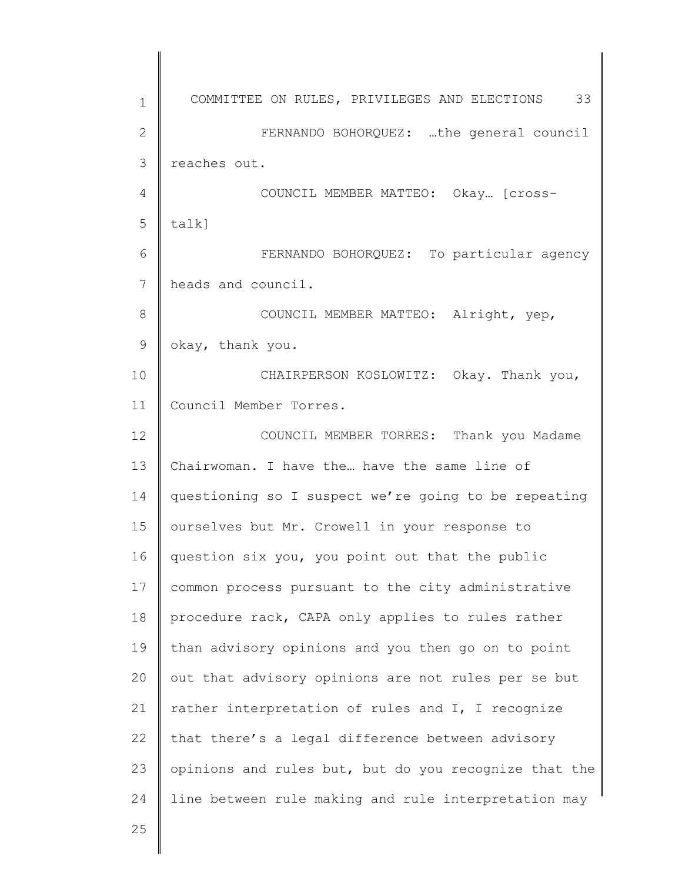FERNANDO BOHORQUEZ: …the general council reaches out.

COUNCIL MEMBER MATTEO: Okay… [cross-talk]

FERNANDO BOHORQUEZ: To particular agency heads and council.

COUNCIL MEMBER MATTEO: Alright, yep, okay, thank you.

CHAIRPERSON KOSLOWITZ: Okay. Thank you, Council Member Torres.

COUNCIL MEMBER TORRES: Thank you Madame Chairwoman. I have the… have the same line of questioning so I suspect we're going to be repeating ourselves but Mr. Crowell in your response to question six you, you point out that the public common process pursuant to the city administrative procedure rack, CAPA only applies to rules rather than advisory opinions and you then go on to point out that advisory opinions are not rules per se but rather interpretation of rules and I, I recognize that there's a legal difference between advisory opinions and rules but, but do you recognize that the line between rule making and rule interpretation may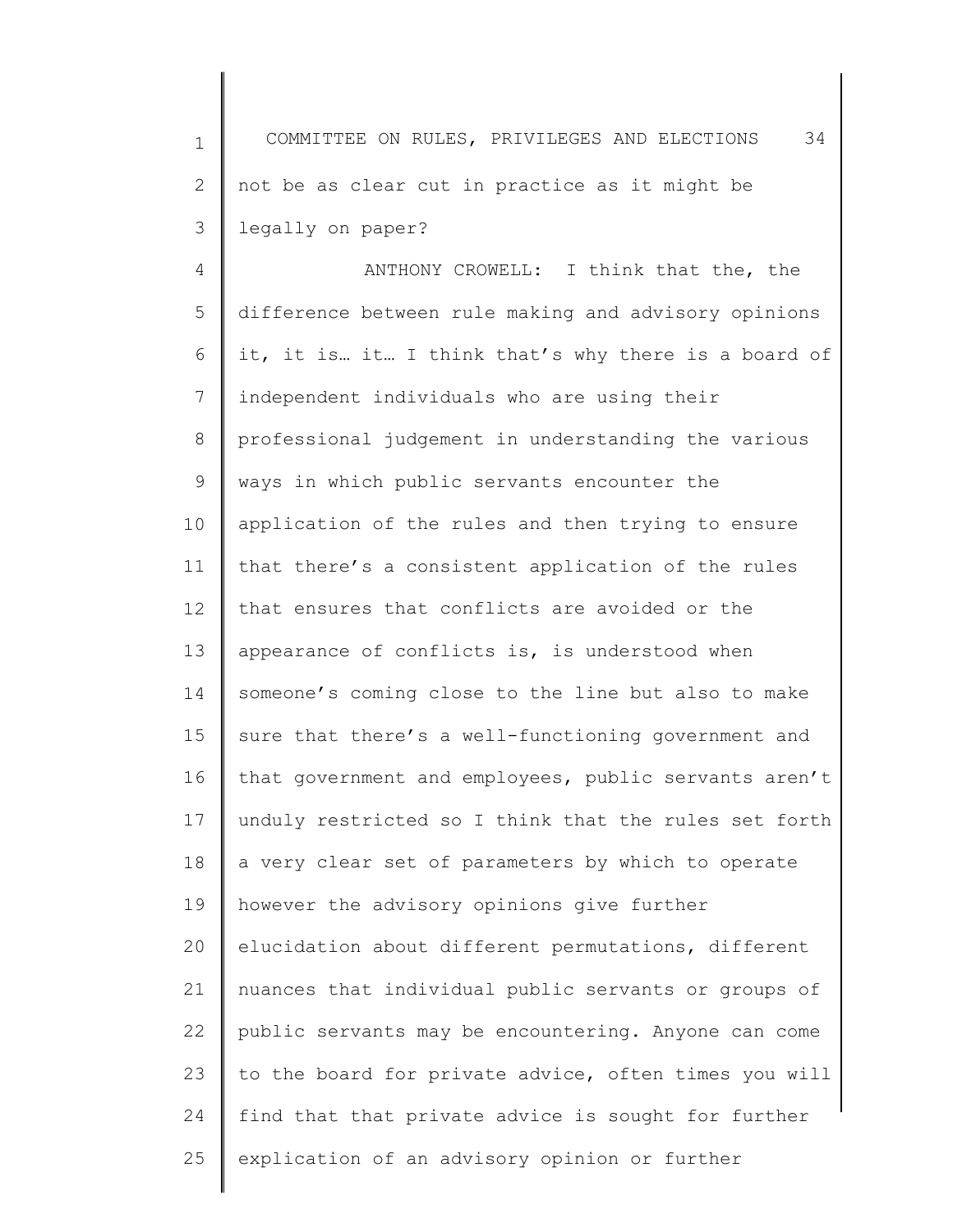not be as clear cut in practice as it might be legally on paper?

ANTHONY CROWELL: I think that the, the difference between rule making and advisory opinions it, it is… it… I think that's why there is a board of independent individuals who are using their professional judgement in understanding the various ways in which public servants encounter the application of the rules and then trying to ensure that there's a consistent application of the rules that ensures that conflicts are avoided or the appearance of conflicts is, is understood when someone's coming close to the line but also to make sure that there's a well-functioning government and that government and employees, public servants aren't unduly restricted so I think that the rules set forth a very clear set of parameters by which to operate however the advisory opinions give further elucidation about different permutations, different nuances that individual public servants or groups of public servants may be encountering. Anyone can come to the board for private advice, often times you will find that that private advice is sought for further explication of an advisory opinion or further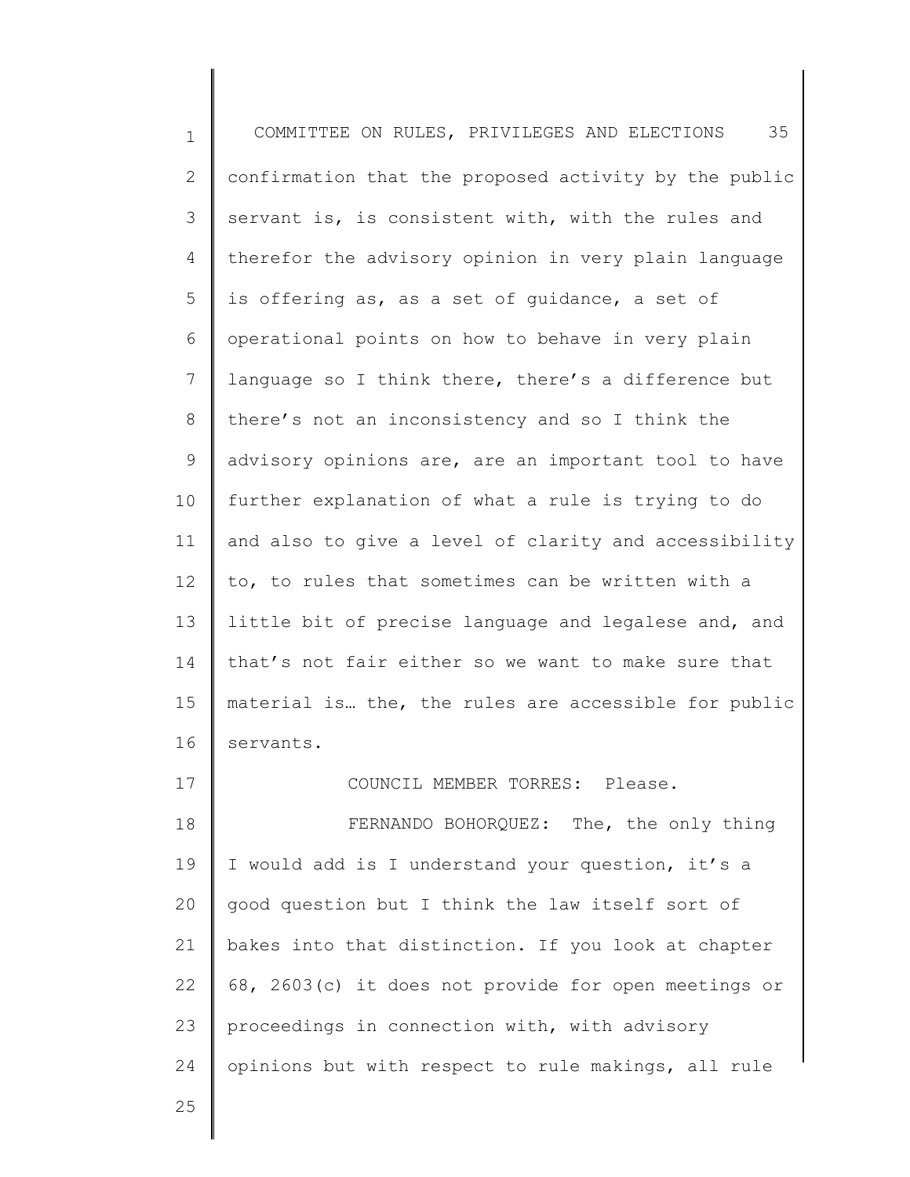confirmation that the proposed activity by the public servant is, is consistent with, with the rules and therefor the advisory opinion in very plain language is offering as, as a set of guidance, a set of operational points on how to behave in very plain language so I think there, there's a difference but there's not an inconsistency and so I think the advisory opinions are, are an important tool to have further explanation of what a rule is trying to do and also to give a level of clarity and accessibility to, to rules that sometimes can be written with a little bit of precise language and legalese and, and that's not fair either so we want to make sure that material is… the, the rules are accessible for public servants.

COUNCIL MEMBER TORRES: Please.

FERNANDO BOHORQUEZ: The, the only thing I would add is I understand your question, it's a good question but I think the law itself sort of bakes into that distinction. If you look at chapter 68, 2603(c) it does not provide for open meetings or proceedings in connection with, with advisory opinions but with respect to rule makings, all rule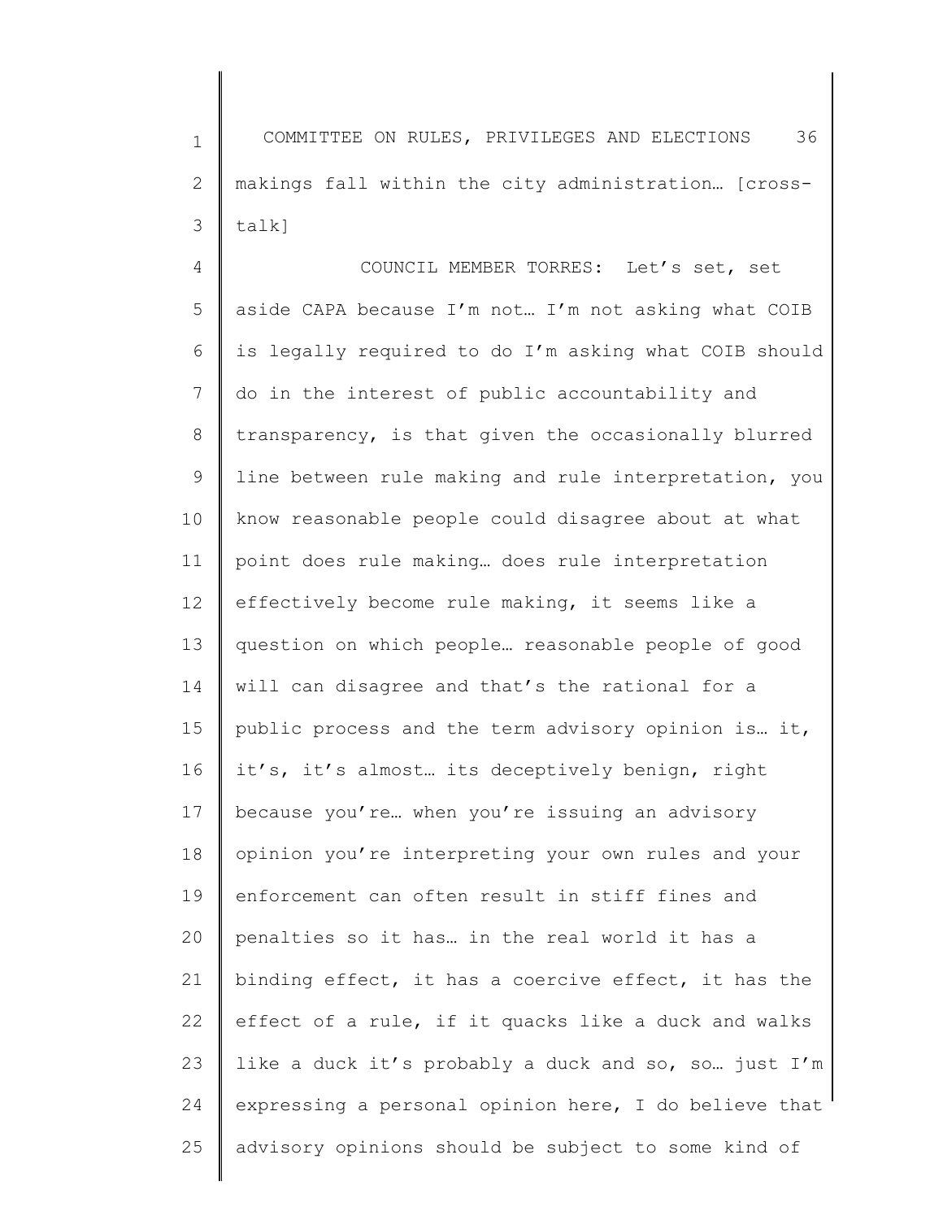makings fall within the city administration… [cross-talk]

COUNCIL MEMBER TORRES: Let's set, set aside CAPA because I'm not… I'm not asking what COIB is legally required to do I'm asking what COIB should do in the interest of public accountability and transparency, is that given the occasionally blurred line between rule making and rule interpretation, you know reasonable people could disagree about at what point does rule making… does rule interpretation effectively become rule making, it seems like a question on which people… reasonable people of good will can disagree and that's the rational for a public process and the term advisory opinion is… it, it's, it's almost… its deceptively benign, right because you're… when you're issuing an advisory opinion you're interpreting your own rules and your enforcement can often result in stiff fines and penalties so it has… in the real world it has a binding effect, it has a coercive effect, it has the effect of a rule, if it quacks like a duck and walks like a duck it's probably a duck and so, so… just I'm expressing a personal opinion here, I do believe that advisory opinions should be subject to some kind of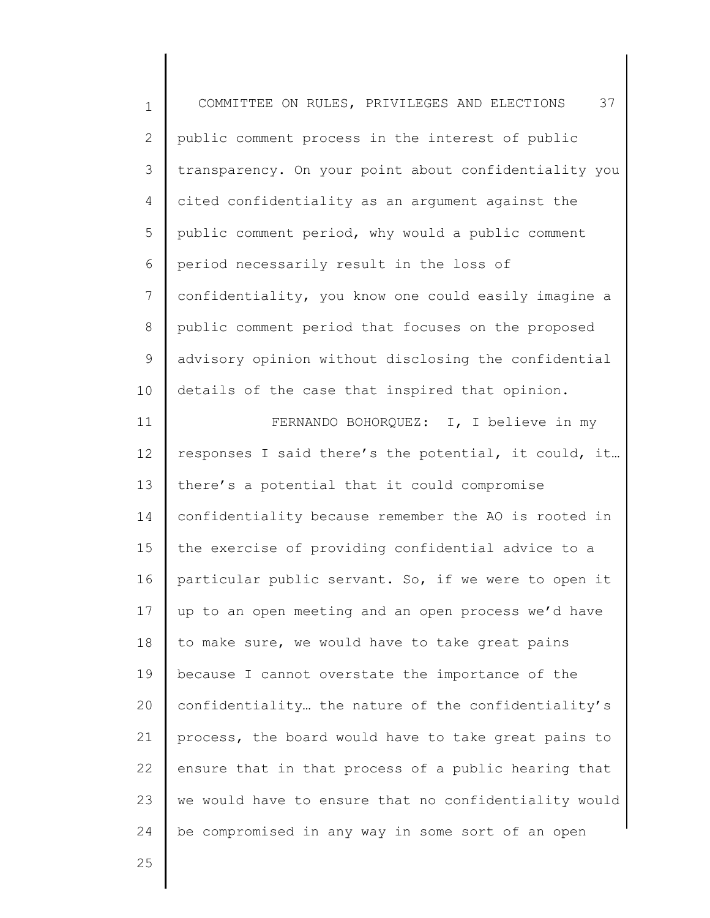public comment process in the interest of public transparency. On your point about confidentiality you cited confidentiality as an argument against the public comment period, why would a public comment period necessarily result in the loss of confidentiality, you know one could easily imagine a public comment period that focuses on the proposed advisory opinion without disclosing the confidential details of the case that inspired that opinion.

FERNANDO BOHORQUEZ: I, I believe in my responses I said there's the potential, it could, it… there's a potential that it could compromise confidentiality because remember the AO is rooted in the exercise of providing confidential advice to a particular public servant. So, if we were to open it up to an open meeting and an open process we'd have to make sure, we would have to take great pains because I cannot overstate the importance of the confidentiality… the nature of the confidentiality's process, the board would have to take great pains to ensure that in that process of a public hearing that we would have to ensure that no confidentiality would be compromised in any way in some sort of an open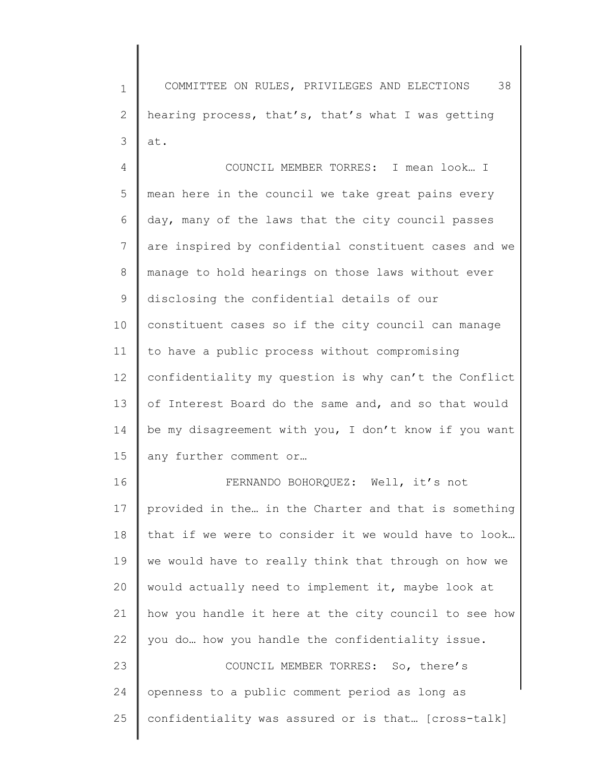hearing process, that's, that's what I was getting at.

COUNCIL MEMBER TORRES: I mean look… I mean here in the council we take great pains every day, many of the laws that the city council passes are inspired by confidential constituent cases and we manage to hold hearings on those laws without ever disclosing the confidential details of our constituent cases so if the city council can manage to have a public process without compromising confidentiality my question is why can't the Conflict of Interest Board do the same and, and so that would be my disagreement with you, I don't know if you want any further comment or…

FERNANDO BOHORQUEZ: Well, it's not provided in the… in the Charter and that is something that if we were to consider it we would have to look… we would have to really think that through on how we would actually need to implement it, maybe look at how you handle it here at the city council to see how you do… how you handle the confidentiality issue.

COUNCIL MEMBER TORRES: So, there's openness to a public comment period as long as confidentiality was assured or is that… [cross-talk]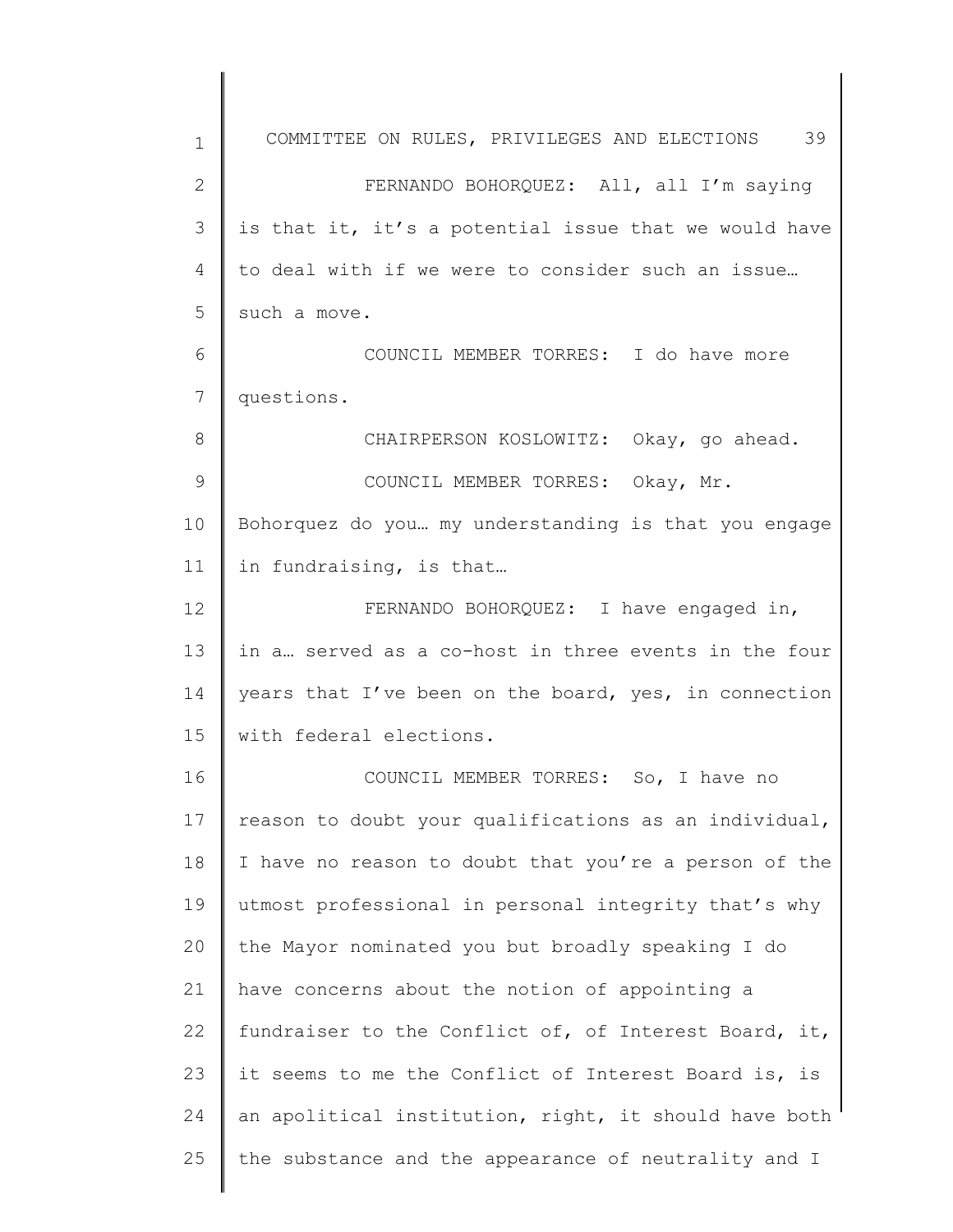FERNANDO BOHORQUEZ: All, all I'm saying is that it, it's a potential issue that we would have to deal with if we were to consider such an issue… such a move.

COUNCIL MEMBER TORRES: I do have more questions.

CHAIRPERSON KOSLOWITZ: Okay, go ahead.

COUNCIL MEMBER TORRES: Okay, Mr. Bohorquez do you… my understanding is that you engage in fundraising, is that…

FERNANDO BOHORQUEZ: I have engaged in, in a… served as a co-host in three events in the four years that I've been on the board, yes, in connection with federal elections.

COUNCIL MEMBER TORRES: So, I have no reason to doubt your qualifications as an individual, I have no reason to doubt that you're a person of the utmost professional in personal integrity that's why the Mayor nominated you but broadly speaking I do have concerns about the notion of appointing a fundraiser to the Conflict of, of Interest Board, it, it seems to me the Conflict of Interest Board is, is an apolitical institution, right, it should have both the substance and the appearance of neutrality and I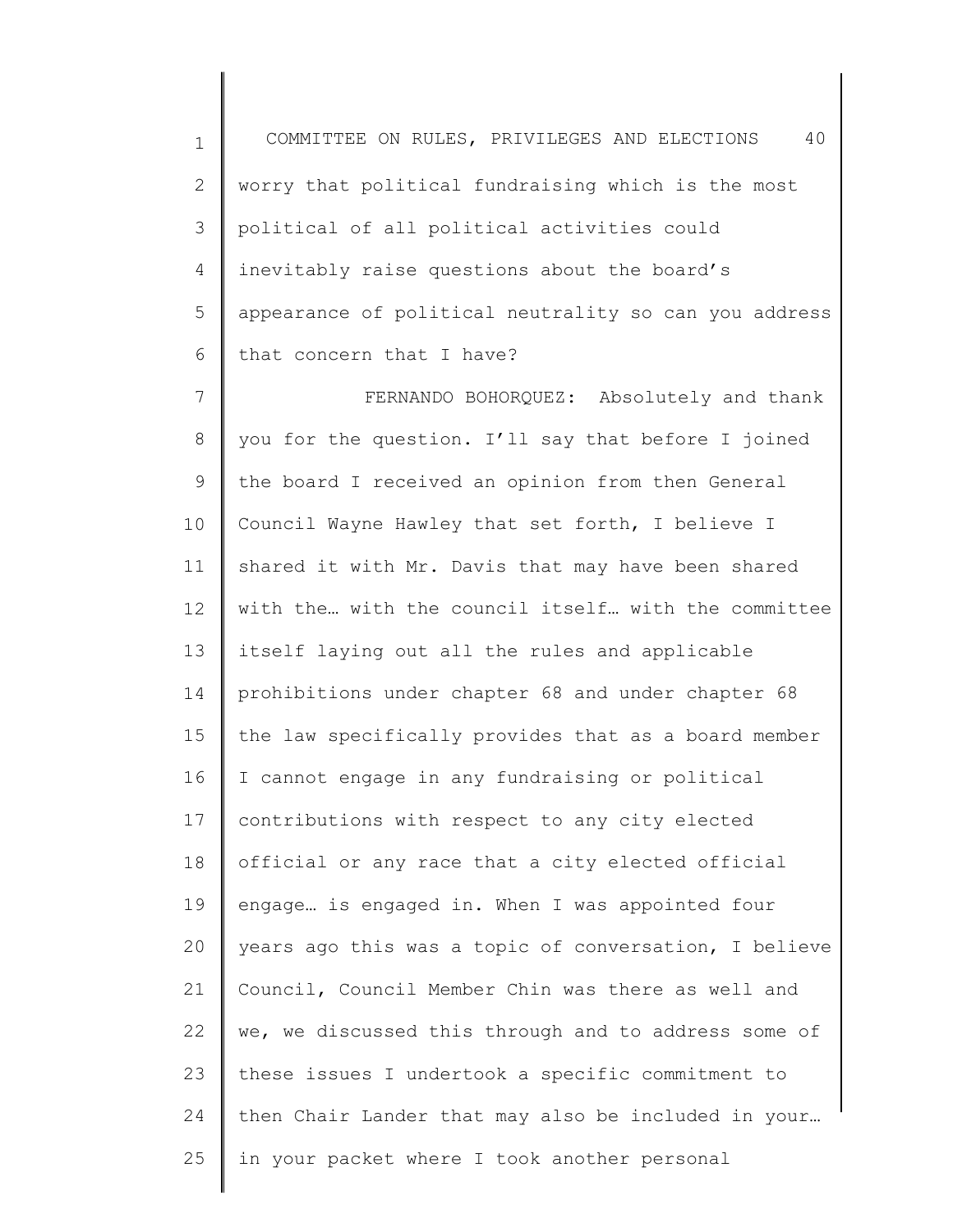worry that political fundraising which is the most political of all political activities could inevitably raise questions about the board's appearance of political neutrality so can you address that concern that I have?

FERNANDO BOHORQUEZ: Absolutely and thank you for the question. I'll say that before I joined the board I received an opinion from then General Council Wayne Hawley that set forth, I believe I shared it with Mr. Davis that may have been shared with the… with the council itself… with the committee itself laying out all the rules and applicable prohibitions under chapter 68 and under chapter 68 the law specifically provides that as a board member I cannot engage in any fundraising or political contributions with respect to any city elected official or any race that a city elected official engage… is engaged in. When I was appointed four years ago this was a topic of conversation, I believe Council, Council Member Chin was there as well and we, we discussed this through and to address some of these issues I undertook a specific commitment to then Chair Lander that may also be included in your… in your packet where I took another personal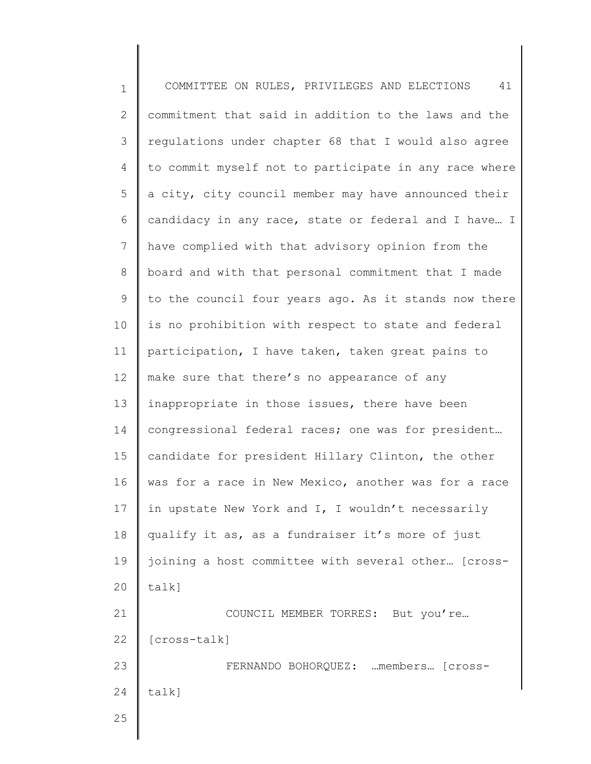commitment that said in addition to the laws and the regulations under chapter 68 that I would also agree to commit myself not to participate in any race where a city, city council member may have announced their candidacy in any race, state or federal and I have… I have complied with that advisory opinion from the board and with that personal commitment that I made to the council four years ago. As it stands now there is no prohibition with respect to state and federal participation, I have taken, taken great pains to make sure that there's no appearance of any inappropriate in those issues, there have been congressional federal races; one was for president… candidate for president Hillary Clinton, the other was for a race in New Mexico, another was for a race in upstate New York and I, I wouldn't necessarily qualify it as, as a fundraiser it's more of just joining a host committee with several other… [cross-talk]

COUNCIL MEMBER TORRES: But you're… [cross-talk]

FERNANDO BOHORQUEZ: …members… [cross-talk]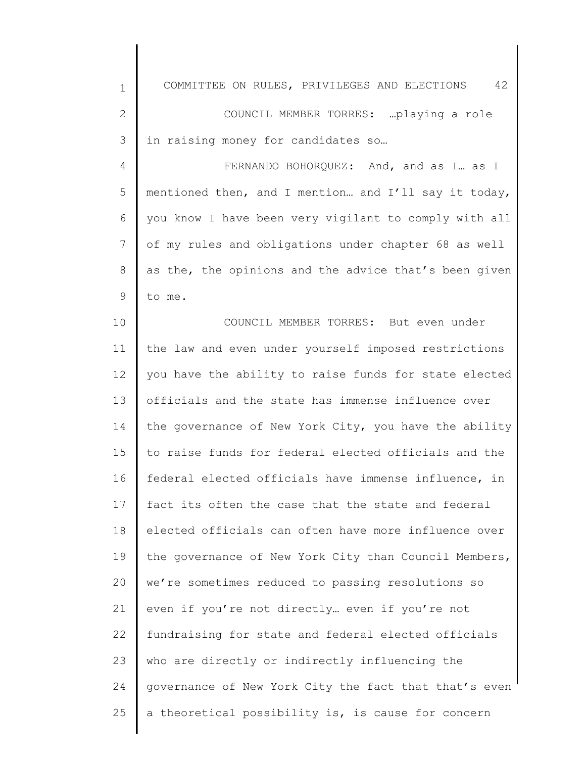COUNCIL MEMBER TORRES: …playing a role in raising money for candidates so…

FERNANDO BOHORQUEZ: And, and as I… as I mentioned then, and I mention… and I'll say it today, you know I have been very vigilant to comply with all of my rules and obligations under chapter 68 as well as the, the opinions and the advice that's been given to me.

COUNCIL MEMBER TORRES: But even under the law and even under yourself imposed restrictions you have the ability to raise funds for state elected officials and the state has immense influence over the governance of New York City, you have the ability to raise funds for federal elected officials and the federal elected officials have immense influence, in fact its often the case that the state and federal elected officials can often have more influence over the governance of New York City than Council Members, we're sometimes reduced to passing resolutions so even if you're not directly… even if you're not fundraising for state and federal elected officials who are directly or indirectly influencing the governance of New York City the fact that that's even a theoretical possibility is, is cause for concern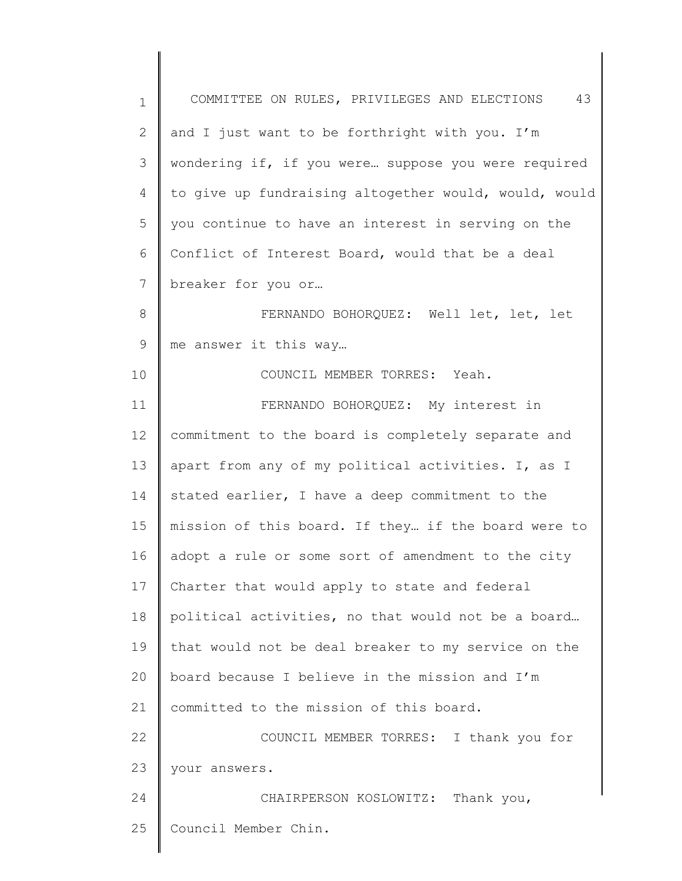and I just want to be forthright with you. I'm wondering if, if you were… suppose you were required to give up fundraising altogether would, would, would you continue to have an interest in serving on the Conflict of Interest Board, would that be a deal breaker for you or…

FERNANDO BOHORQUEZ: Well let, let, let me answer it this way…

COUNCIL MEMBER TORRES: Yeah.

FERNANDO BOHORQUEZ: My interest in commitment to the board is completely separate and apart from any of my political activities. I, as I stated earlier, I have a deep commitment to the mission of this board. If they… if the board were to adopt a rule or some sort of amendment to the city Charter that would apply to state and federal political activities, no that would not be a board… that would not be deal breaker to my service on the board because I believe in the mission and I'm committed to the mission of this board.

COUNCIL MEMBER TORRES: I thank you for your answers.

CHAIRPERSON KOSLOWITZ: Thank you, Council Member Chin.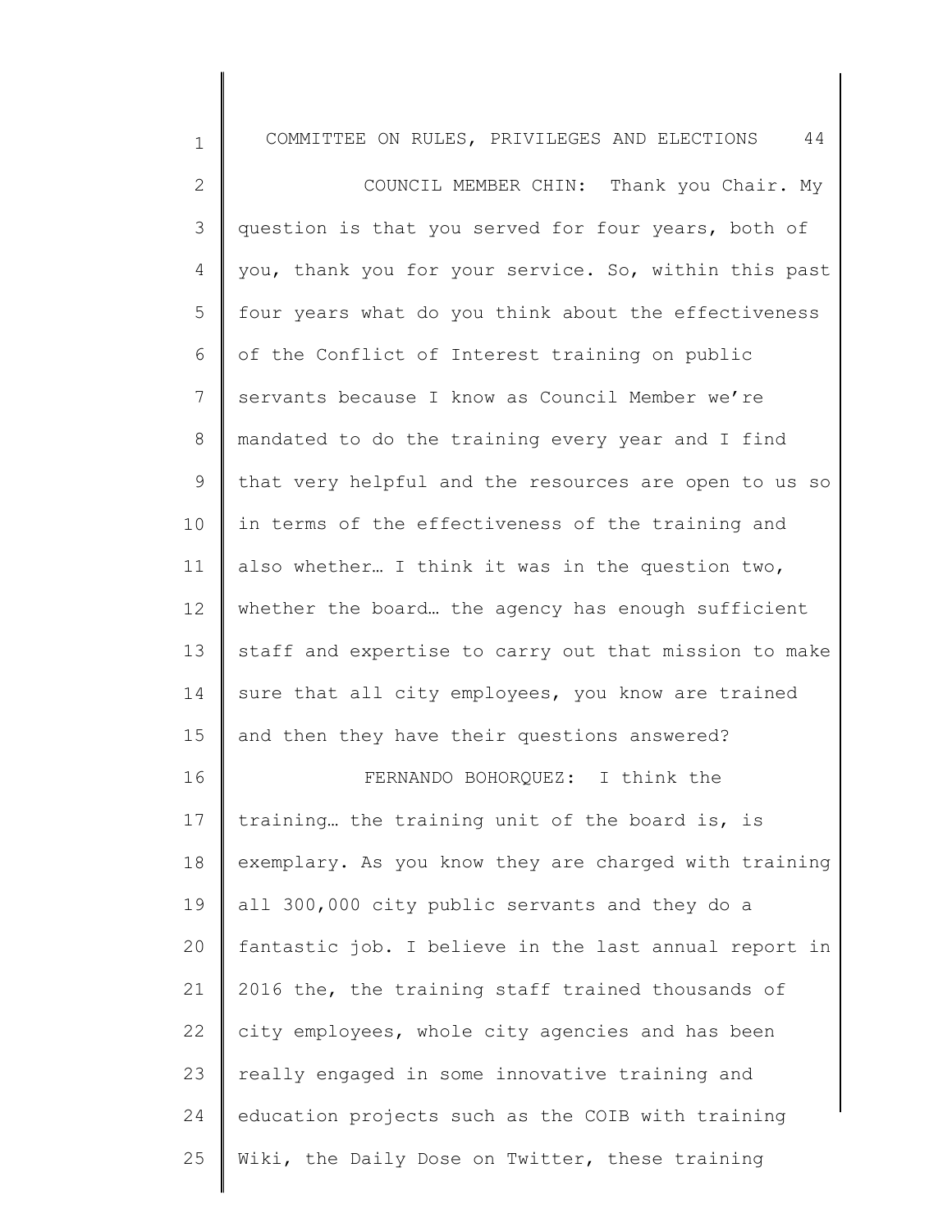COUNCIL MEMBER CHIN: Thank you Chair. My question is that you served for four years, both of you, thank you for your service. So, within this past four years what do you think about the effectiveness of the Conflict of Interest training on public servants because I know as Council Member we're mandated to do the training every year and I find that very helpful and the resources are open to us so in terms of the effectiveness of the training and also whether… I think it was in the question two, whether the board… the agency has enough sufficient staff and expertise to carry out that mission to make sure that all city employees, you know are trained and then they have their questions answered?

FERNANDO BOHORQUEZ: I think the training… the training unit of the board is, is exemplary. As you know they are charged with training all 300,000 city public servants and they do a fantastic job. I believe in the last annual report in 2016 the, the training staff trained thousands of city employees, whole city agencies and has been really engaged in some innovative training and education projects such as the COIB with training Wiki, the Daily Dose on Twitter, these training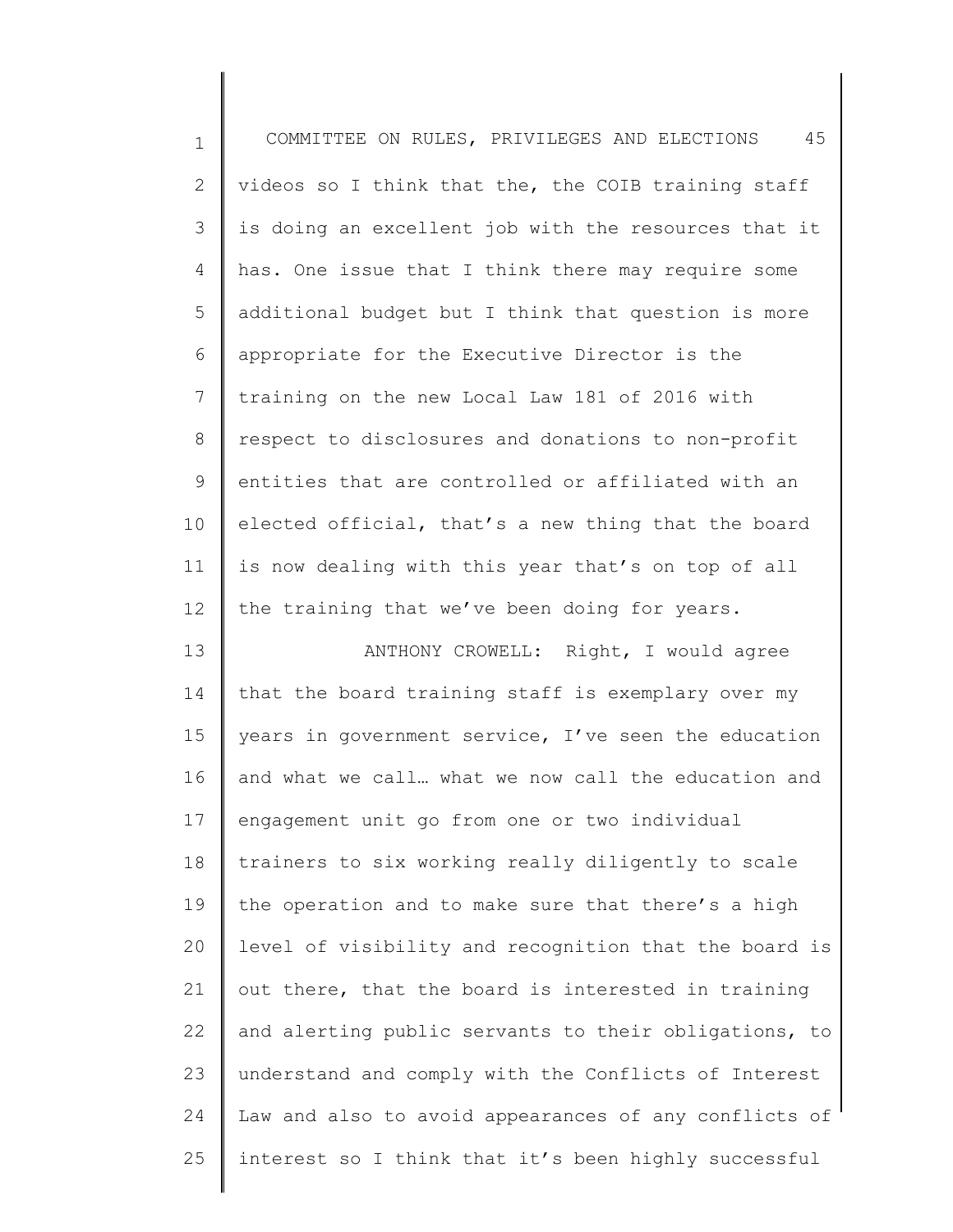videos so I think that the, the COIB training staff is doing an excellent job with the resources that it has. One issue that I think there may require some additional budget but I think that question is more appropriate for the Executive Director is the training on the new Local Law 181 of 2016 with respect to disclosures and donations to non-profit entities that are controlled or affiliated with an elected official, that's a new thing that the board is now dealing with this year that's on top of all the training that we've been doing for years.

ANTHONY CROWELL: Right, I would agree that the board training staff is exemplary over my years in government service, I've seen the education and what we call… what we now call the education and engagement unit go from one or two individual trainers to six working really diligently to scale the operation and to make sure that there's a high level of visibility and recognition that the board is out there, that the board is interested in training and alerting public servants to their obligations, to understand and comply with the Conflicts of Interest Law and also to avoid appearances of any conflicts of interest so I think that it's been highly successful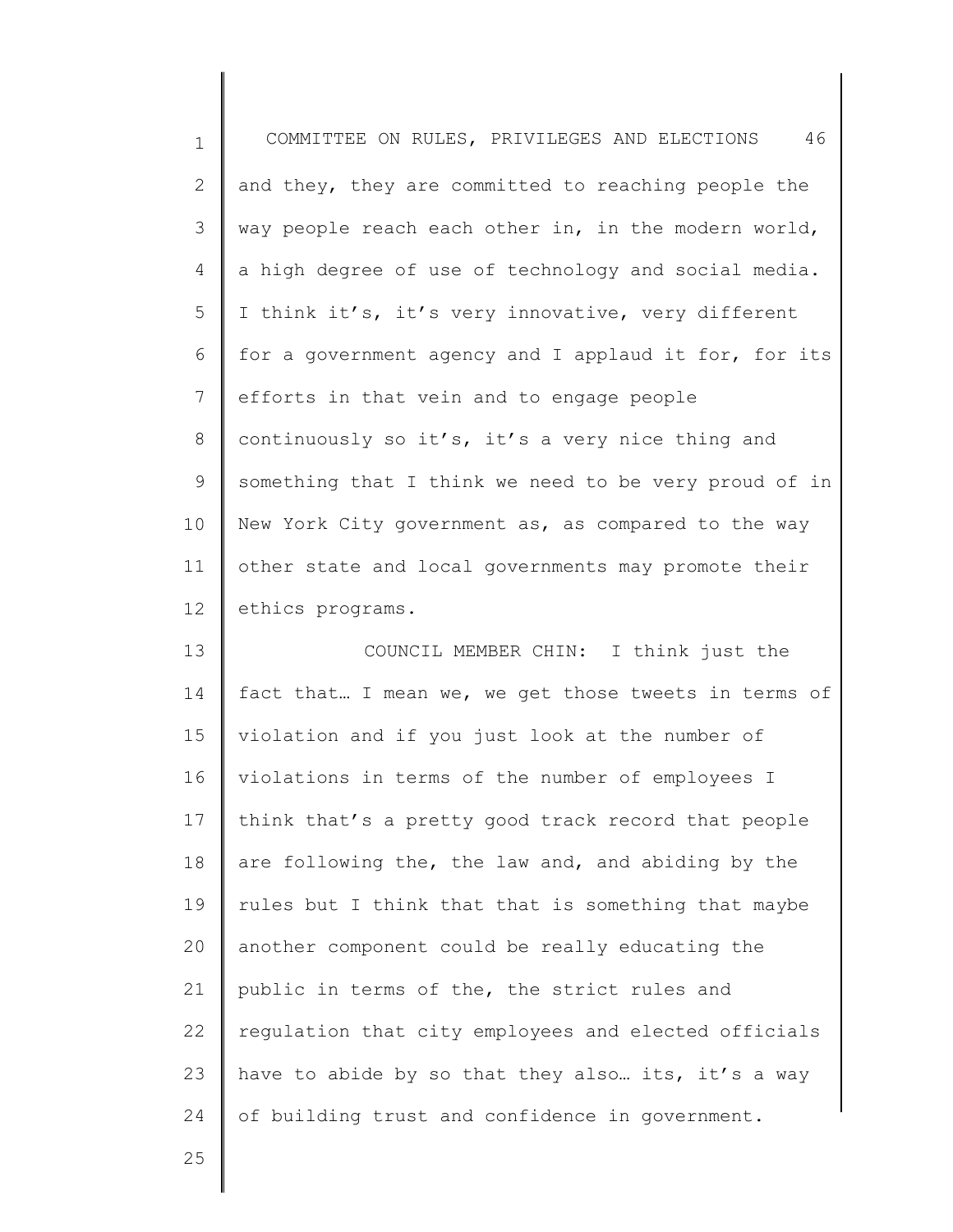and they, they are committed to reaching people the way people reach each other in, in the modern world, a high degree of use of technology and social media. I think it's, it's very innovative, very different for a government agency and I applaud it for, for its efforts in that vein and to engage people continuously so it's, it's a very nice thing and something that I think we need to be very proud of in New York City government as, as compared to the way other state and local governments may promote their ethics programs.

COUNCIL MEMBER CHIN: I think just the fact that… I mean we, we get those tweets in terms of violation and if you just look at the number of violations in terms of the number of employees I think that's a pretty good track record that people are following the, the law and, and abiding by the rules but I think that that is something that maybe another component could be really educating the public in terms of the, the strict rules and regulation that city employees and elected officials have to abide by so that they also… its, it's a way of building trust and confidence in government.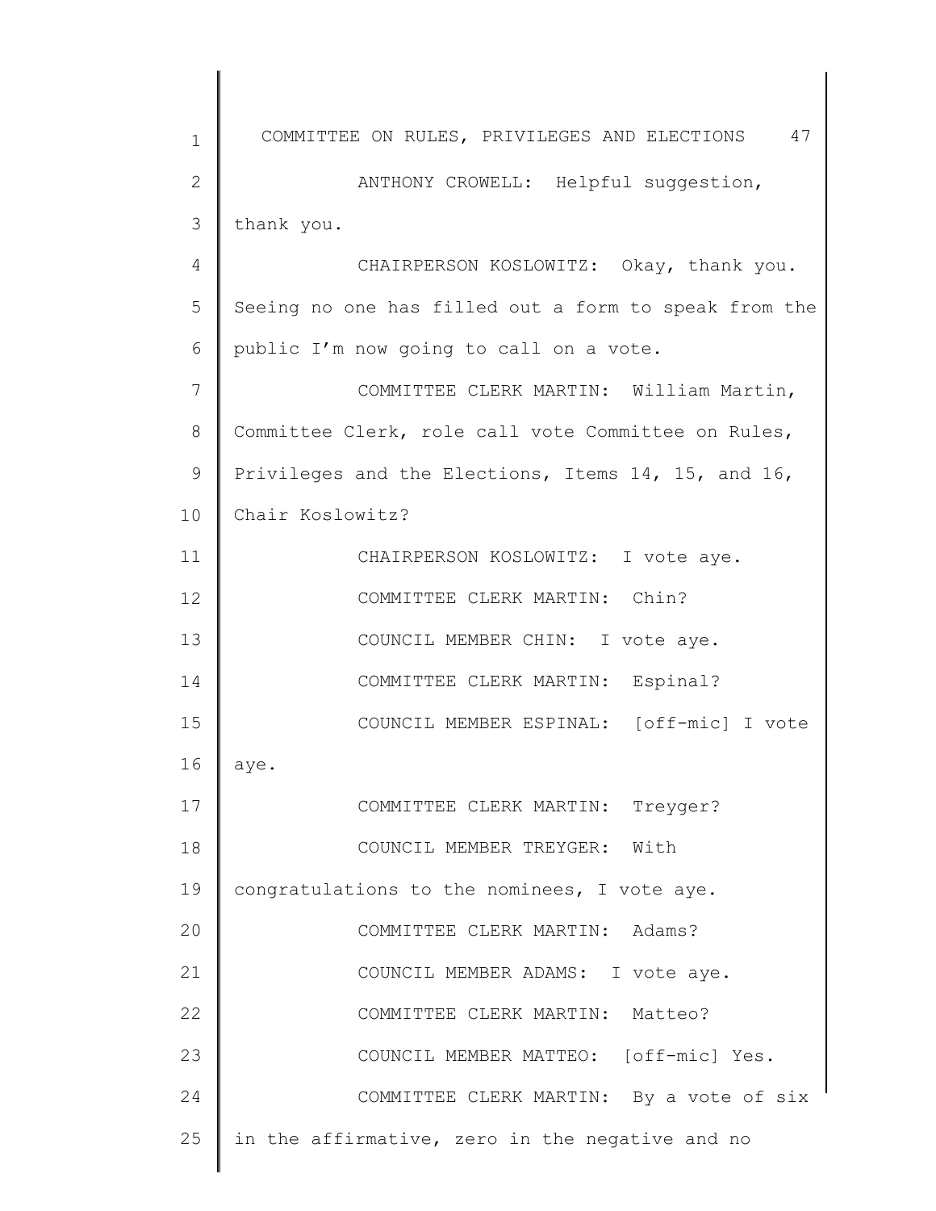ANTHONY CROWELL: Helpful suggestion, thank you.

CHAIRPERSON KOSLOWITZ: Okay, thank you. Seeing no one has filled out a form to speak from the public I'm now going to call on a vote.

COMMITTEE CLERK MARTIN: William Martin, Committee Clerk, role call vote Committee on Rules, Privileges and the Elections, Items 14, 15, and 16, Chair Koslowitz?

CHAIRPERSON KOSLOWITZ: I vote aye.

COMMITTEE CLERK MARTIN: Chin?

COUNCIL MEMBER CHIN: I vote aye.

COMMITTEE CLERK MARTIN: Espinal?

COUNCIL MEMBER ESPINAL: [off-mic] I vote aye.

COMMITTEE CLERK MARTIN: Treyger?

COUNCIL MEMBER TREYGER: With congratulations to the nominees, I vote aye.

COMMITTEE CLERK MARTIN: Adams?

COUNCIL MEMBER ADAMS: I vote aye.

COMMITTEE CLERK MARTIN: Matteo?

COUNCIL MEMBER MATTEO: [off-mic] Yes.

COMMITTEE CLERK MARTIN: By a vote of six in the affirmative, zero in the negative and no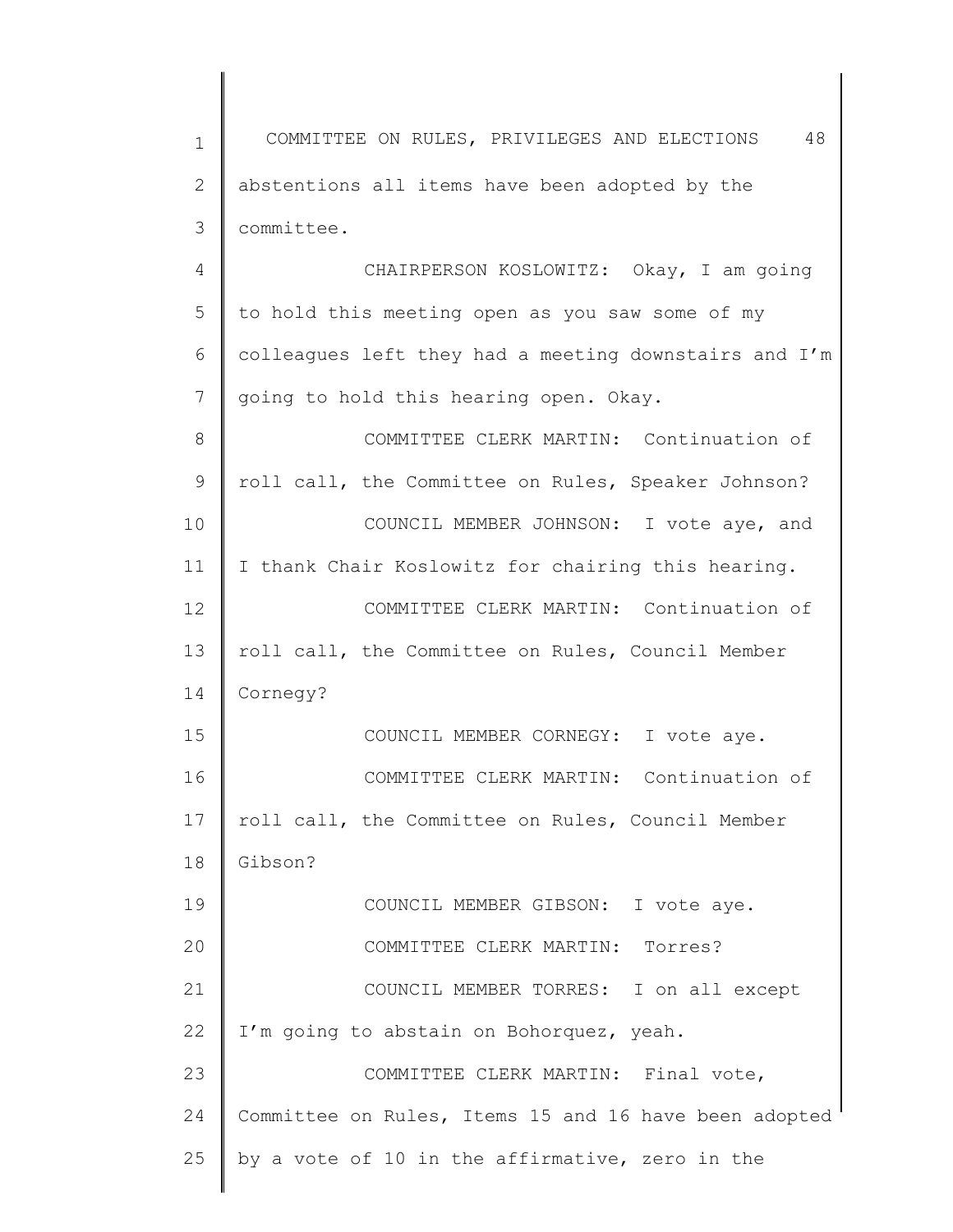abstentions all items have been adopted by the committee.

CHAIRPERSON KOSLOWITZ: Okay, I am going to hold this meeting open as you saw some of my colleagues left they had a meeting downstairs and I'm going to hold this hearing open. Okay.

COMMITTEE CLERK MARTIN: Continuation of roll call, the Committee on Rules, Speaker Johnson?

COUNCIL MEMBER JOHNSON: I vote aye, and I thank Chair Koslowitz for chairing this hearing.

COMMITTEE CLERK MARTIN: Continuation of roll call, the Committee on Rules, Council Member Cornegy?

COUNCIL MEMBER CORNEGY: I vote aye.

COMMITTEE CLERK MARTIN: Continuation of roll call, the Committee on Rules, Council Member Gibson?

COUNCIL MEMBER GIBSON: I vote aye.

COMMITTEE CLERK MARTIN: Torres?

COUNCIL MEMBER TORRES: I on all except I'm going to abstain on Bohorquez, yeah.

COMMITTEE CLERK MARTIN: Final vote, Committee on Rules, Items 15 and 16 have been adopted by a vote of 10 in the affirmative, zero in the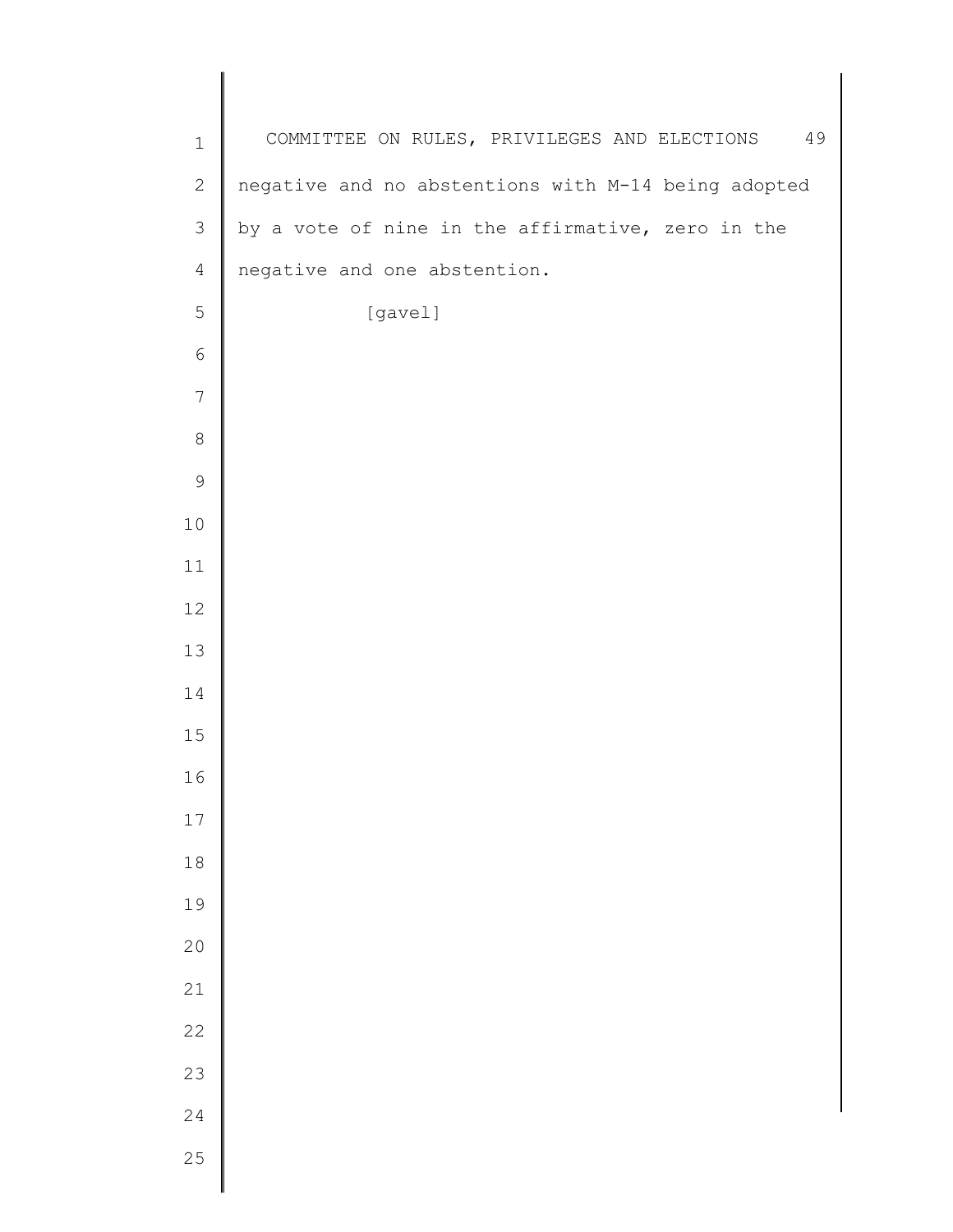negative and no abstentions with M-14 being adopted by a vote of nine in the affirmative, zero in the negative and one abstention.

[gavel]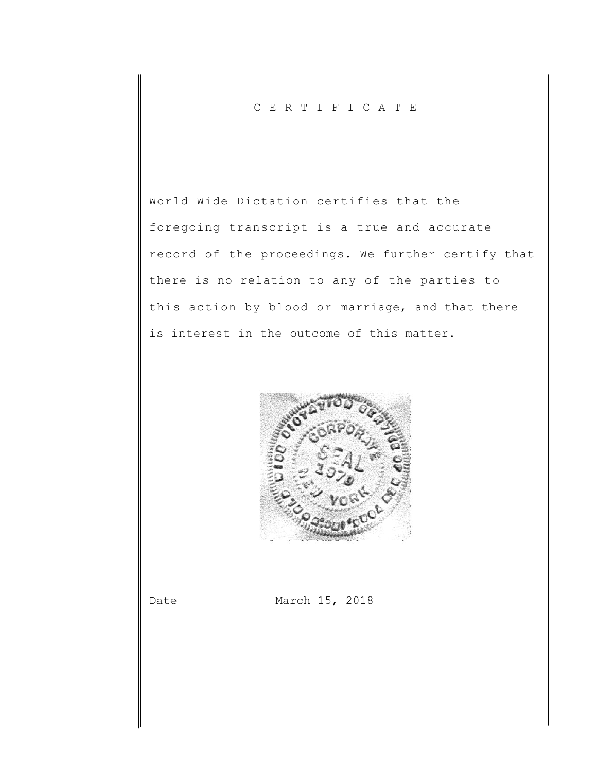# C E R T I F I C A T E

World Wide Dictation certifies that the foregoing transcript is a true and accurate record of the proceedings. We further certify that there is no relation to any of the parties to this action by blood or marriage, and that there is interest in the outcome of this matter.

Date March 15, 2018